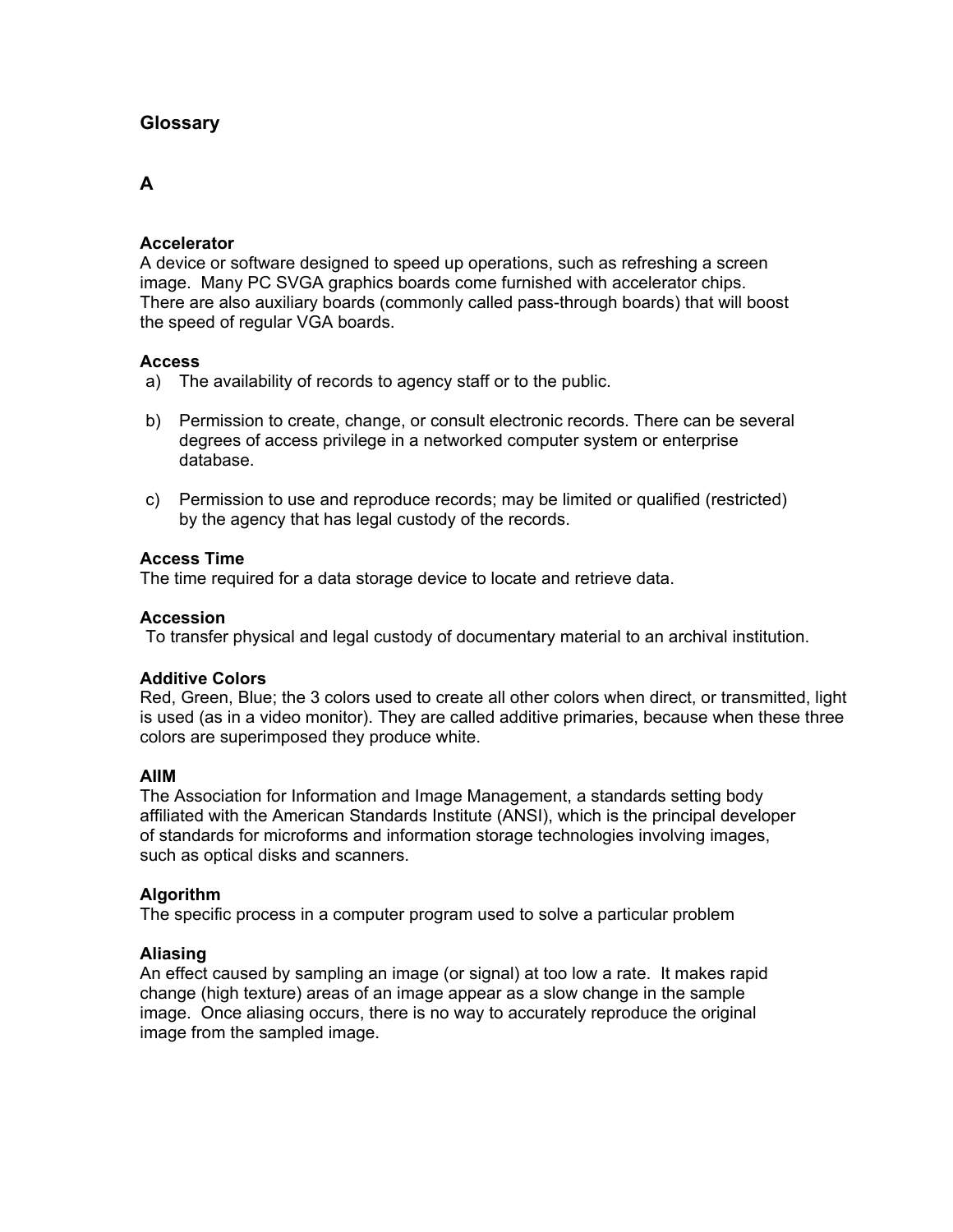## Glossary

### A

**Accelerator**
A device or software designed to speed up operations, such as refreshing a screen image. Many PC SVGA graphics boards come furnished with accelerator chips. There are also auxiliary boards (commonly called pass-through boards) that will boost the speed of regular VGA boards.

**Access**

a) The availability of records to agency staff or to the public.

b) Permission to create, change, or consult electronic records. There can be several degrees of access privilege in a networked computer system or enterprise database.

c) Permission to use and reproduce records; may be limited or qualified (restricted) by the agency that has legal custody of the records.

**Access Time**
The time required for a data storage device to locate and retrieve data.

**Accession**
To transfer physical and legal custody of documentary material to an archival institution.

**Additive Colors**
Red, Green, Blue; the 3 colors used to create all other colors when direct, or transmitted, light is used (as in a video monitor). They are called additive primaries, because when these three colors are superimposed they produce white.

**AIIM**
The Association for Information and Image Management, a standards setting body affiliated with the American Standards Institute (ANSI), which is the principal developer of standards for microforms and information storage technologies involving images, such as optical disks and scanners.

**Algorithm**
The specific process in a computer program used to solve a particular problem

**Aliasing**
An effect caused by sampling an image (or signal) at too low a rate. It makes rapid change (high texture) areas of an image appear as a slow change in the sample image. Once aliasing occurs, there is no way to accurately reproduce the original image from the sampled image.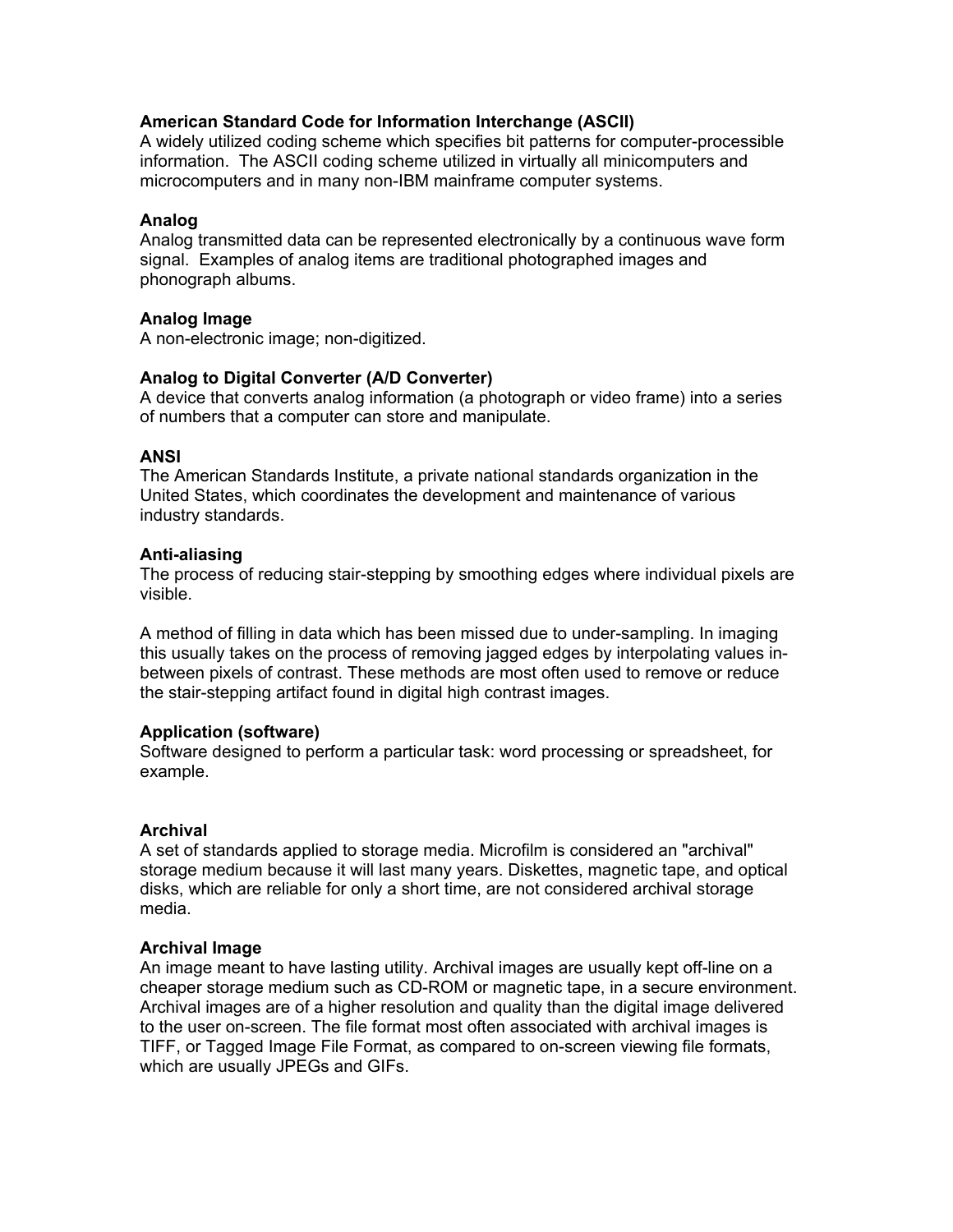**American Standard Code for Information Interchange (ASCII)**
A widely utilized coding scheme which specifies bit patterns for computer-processible information. The ASCII coding scheme utilized in virtually all minicomputers and microcomputers and in many non-IBM mainframe computer systems.

**Analog**
Analog transmitted data can be represented electronically by a continuous wave form signal. Examples of analog items are traditional photographed images and phonograph albums.

**Analog Image**
A non-electronic image; non-digitized.

**Analog to Digital Converter (A/D Converter)**
A device that converts analog information (a photograph or video frame) into a series of numbers that a computer can store and manipulate.

**ANSI**
The American Standards Institute, a private national standards organization in the United States, which coordinates the development and maintenance of various industry standards.

**Anti-aliasing**
The process of reducing stair-stepping by smoothing edges where individual pixels are visible.

A method of filling in data which has been missed due to under-sampling. In imaging this usually takes on the process of removing jagged edges by interpolating values in-between pixels of contrast. These methods are most often used to remove or reduce the stair-stepping artifact found in digital high contrast images.

**Application (software)**
Software designed to perform a particular task: word processing or spreadsheet, for example.

**Archival**
A set of standards applied to storage media. Microfilm is considered an "archival" storage medium because it will last many years. Diskettes, magnetic tape, and optical disks, which are reliable for only a short time, are not considered archival storage media.

**Archival Image**
An image meant to have lasting utility. Archival images are usually kept off-line on a cheaper storage medium such as CD-ROM or magnetic tape, in a secure environment. Archival images are of a higher resolution and quality than the digital image delivered to the user on-screen. The file format most often associated with archival images is TIFF, or Tagged Image File Format, as compared to on-screen viewing file formats, which are usually JPEGs and GIFs.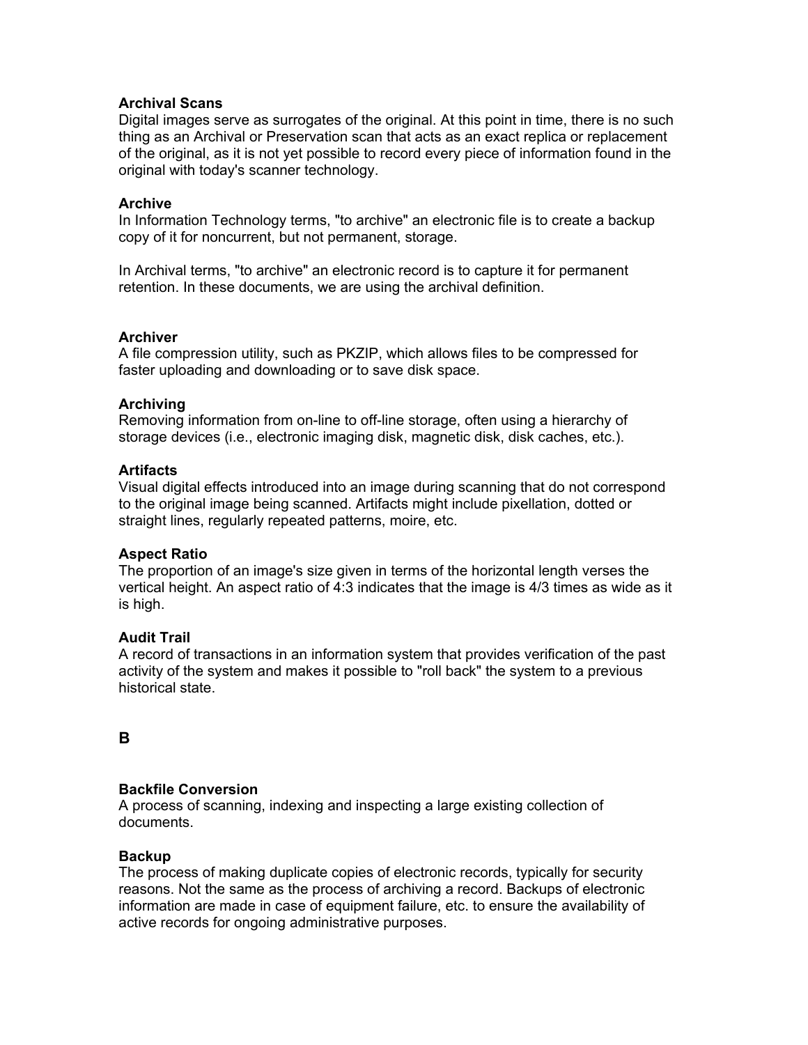**Archival Scans**
Digital images serve as surrogates of the original. At this point in time, there is no such thing as an Archival or Preservation scan that acts as an exact replica or replacement of the original, as it is not yet possible to record every piece of information found in the original with today's scanner technology.

**Archive**
In Information Technology terms, "to archive" an electronic file is to create a backup copy of it for noncurrent, but not permanent, storage.

In Archival terms, "to archive" an electronic record is to capture it for permanent retention. In these documents, we are using the archival definition.

**Archiver**
A file compression utility, such as PKZIP, which allows files to be compressed for faster uploading and downloading or to save disk space.

**Archiving**
Removing information from on-line to off-line storage, often using a hierarchy of storage devices (i.e., electronic imaging disk, magnetic disk, disk caches, etc.).

**Artifacts**
Visual digital effects introduced into an image during scanning that do not correspond to the original image being scanned. Artifacts might include pixellation, dotted or straight lines, regularly repeated patterns, moire, etc.

**Aspect Ratio**
The proportion of an image's size given in terms of the horizontal length verses the vertical height. An aspect ratio of 4:3 indicates that the image is 4/3 times as wide as it is high.

**Audit Trail**
A record of transactions in an information system that provides verification of the past activity of the system and makes it possible to "roll back" the system to a previous historical state.

## B

**Backfile Conversion**
A process of scanning, indexing and inspecting a large existing collection of documents.

**Backup**
The process of making duplicate copies of electronic records, typically for security reasons. Not the same as the process of archiving a record. Backups of electronic information are made in case of equipment failure, etc. to ensure the availability of active records for ongoing administrative purposes.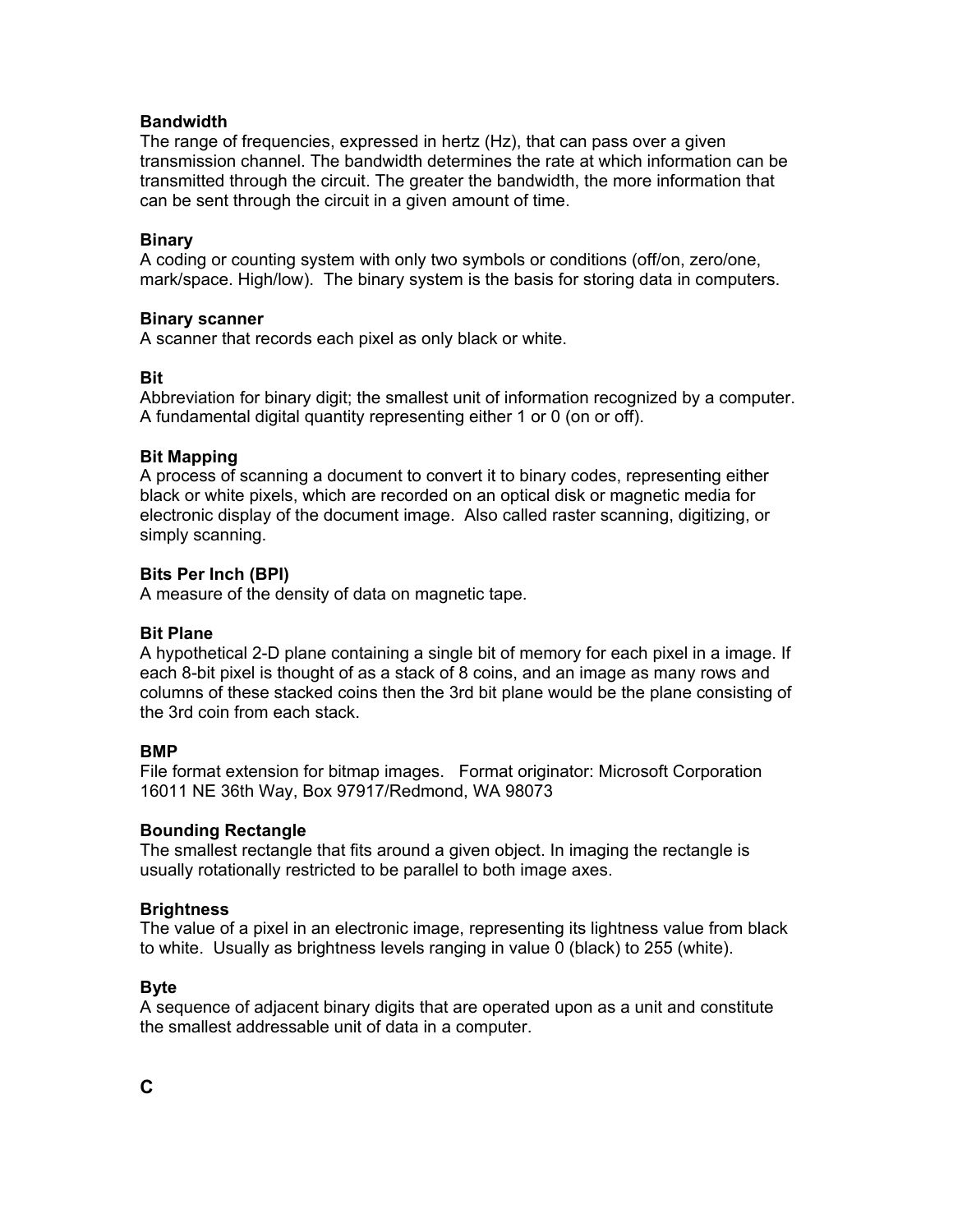**Bandwidth**
The range of frequencies, expressed in hertz (Hz), that can pass over a given transmission channel. The bandwidth determines the rate at which information can be transmitted through the circuit. The greater the bandwidth, the more information that can be sent through the circuit in a given amount of time.

**Binary**
A coding or counting system with only two symbols or conditions (off/on, zero/one, mark/space. High/low). The binary system is the basis for storing data in computers.

**Binary scanner**
A scanner that records each pixel as only black or white.

**Bit**
Abbreviation for binary digit; the smallest unit of information recognized by a computer. A fundamental digital quantity representing either 1 or 0 (on or off).

**Bit Mapping**
A process of scanning a document to convert it to binary codes, representing either black or white pixels, which are recorded on an optical disk or magnetic media for electronic display of the document image. Also called raster scanning, digitizing, or simply scanning.

**Bits Per Inch (BPI)**
A measure of the density of data on magnetic tape.

**Bit Plane**
A hypothetical 2-D plane containing a single bit of memory for each pixel in a image. If each 8-bit pixel is thought of as a stack of 8 coins, and an image as many rows and columns of these stacked coins then the 3rd bit plane would be the plane consisting of the 3rd coin from each stack.

**BMP**
File format extension for bitmap images. Format originator: Microsoft Corporation 16011 NE 36th Way, Box 97917/Redmond, WA 98073

**Bounding Rectangle**
The smallest rectangle that fits around a given object. In imaging the rectangle is usually rotationally restricted to be parallel to both image axes.

**Brightness**
The value of a pixel in an electronic image, representing its lightness value from black to white. Usually as brightness levels ranging in value 0 (black) to 255 (white).

**Byte**
A sequence of adjacent binary digits that are operated upon as a unit and constitute the smallest addressable unit of data in a computer.

# C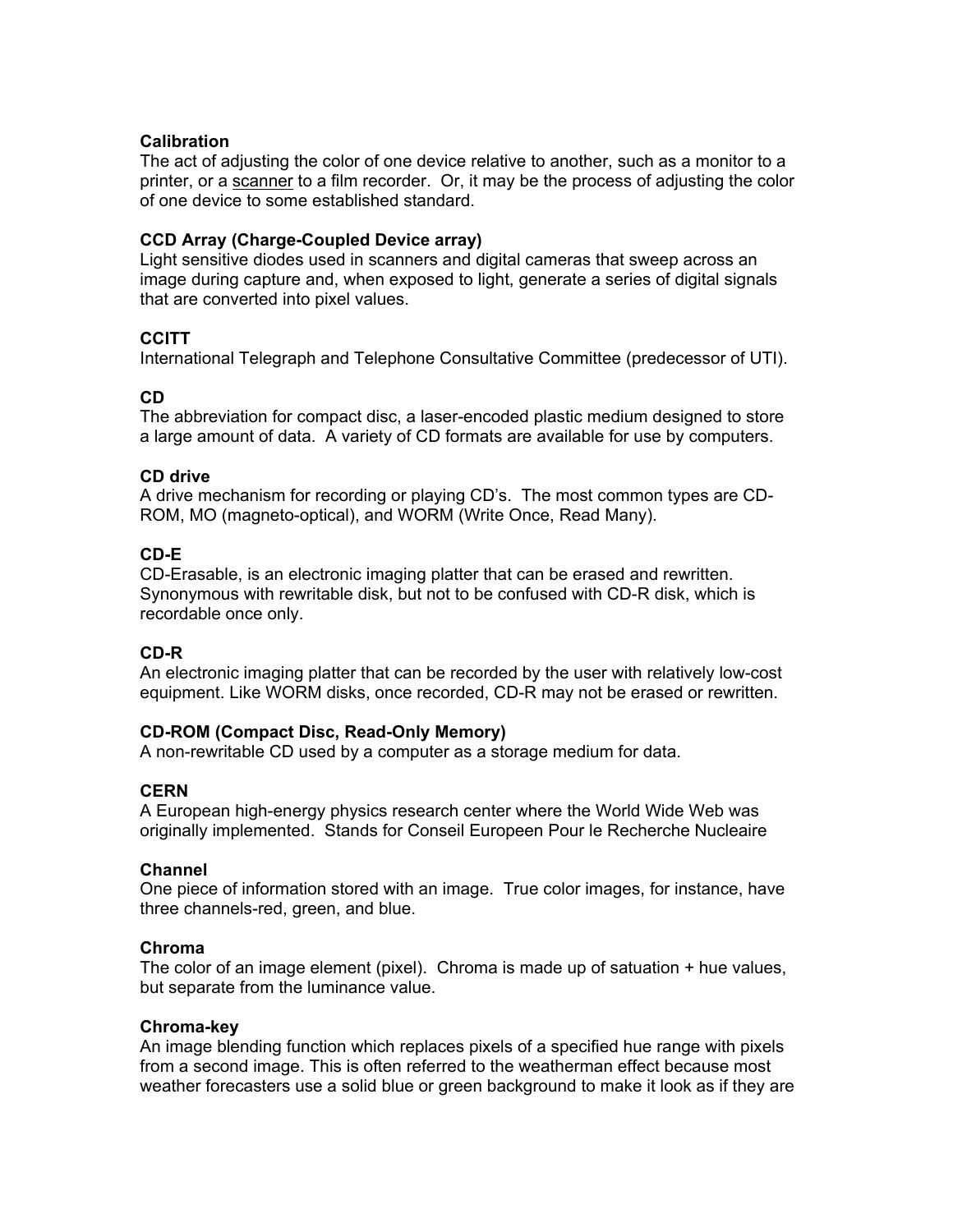**Calibration**
The act of adjusting the color of one device relative to another, such as a monitor to a printer, or a scanner to a film recorder. Or, it may be the process of adjusting the color of one device to some established standard.

**CCD Array (Charge-Coupled Device array)**
Light sensitive diodes used in scanners and digital cameras that sweep across an image during capture and, when exposed to light, generate a series of digital signals that are converted into pixel values.

**CCITT**
International Telegraph and Telephone Consultative Committee (predecessor of UTI).

**CD**
The abbreviation for compact disc, a laser-encoded plastic medium designed to store a large amount of data. A variety of CD formats are available for use by computers.

**CD drive**
A drive mechanism for recording or playing CD's. The most common types are CD-ROM, MO (magneto-optical), and WORM (Write Once, Read Many).

**CD-E**
CD-Erasable, is an electronic imaging platter that can be erased and rewritten. Synonymous with rewritable disk, but not to be confused with CD-R disk, which is recordable once only.

**CD-R**
An electronic imaging platter that can be recorded by the user with relatively low-cost equipment. Like WORM disks, once recorded, CD-R may not be erased or rewritten.

**CD-ROM (Compact Disc, Read-Only Memory)**
A non-rewritable CD used by a computer as a storage medium for data.

**CERN**
A European high-energy physics research center where the World Wide Web was originally implemented. Stands for Conseil Europeen Pour le Recherche Nucleaire

**Channel**
One piece of information stored with an image. True color images, for instance, have three channels-red, green, and blue.

**Chroma**
The color of an image element (pixel). Chroma is made up of satuation + hue values, but separate from the luminance value.

**Chroma-key**
An image blending function which replaces pixels of a specified hue range with pixels from a second image. This is often referred to the weatherman effect because most weather forecasters use a solid blue or green background to make it look as if they are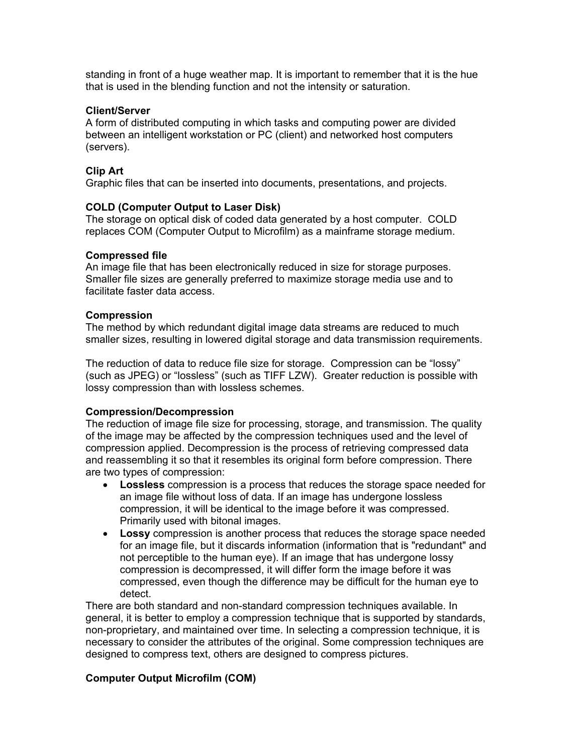standing in front of a huge weather map. It is important to remember that it is the hue that is used in the blending function and not the intensity or saturation.

**Client/Server**
A form of distributed computing in which tasks and computing power are divided between an intelligent workstation or PC (client) and networked host computers (servers).

**Clip Art**
Graphic files that can be inserted into documents, presentations, and projects.

**COLD (Computer Output to Laser Disk)**
The storage on optical disk of coded data generated by a host computer. COLD replaces COM (Computer Output to Microfilm) as a mainframe storage medium.

**Compressed file**
An image file that has been electronically reduced in size for storage purposes. Smaller file sizes are generally preferred to maximize storage media use and to facilitate faster data access.

**Compression**
The method by which redundant digital image data streams are reduced to much smaller sizes, resulting in lowered digital storage and data transmission requirements.

The reduction of data to reduce file size for storage. Compression can be "lossy" (such as JPEG) or "lossless" (such as TIFF LZW). Greater reduction is possible with lossy compression than with lossless schemes.

**Compression/Decompression**
The reduction of image file size for processing, storage, and transmission. The quality of the image may be affected by the compression techniques used and the level of compression applied. Decompression is the process of retrieving compressed data and reassembling it so that it resembles its original form before compression. There are two types of compression:

- **Lossless** compression is a process that reduces the storage space needed for an image file without loss of data. If an image has undergone lossless compression, it will be identical to the image before it was compressed. Primarily used with bitonal images.
- **Lossy** compression is another process that reduces the storage space needed for an image file, but it discards information (information that is "redundant" and not perceptible to the human eye). If an image that has undergone lossy compression is decompressed, it will differ form the image before it was compressed, even though the difference may be difficult for the human eye to detect.

There are both standard and non-standard compression techniques available. In general, it is better to employ a compression technique that is supported by standards, non-proprietary, and maintained over time. In selecting a compression technique, it is necessary to consider the attributes of the original. Some compression techniques are designed to compress text, others are designed to compress pictures.

**Computer Output Microfilm (COM)**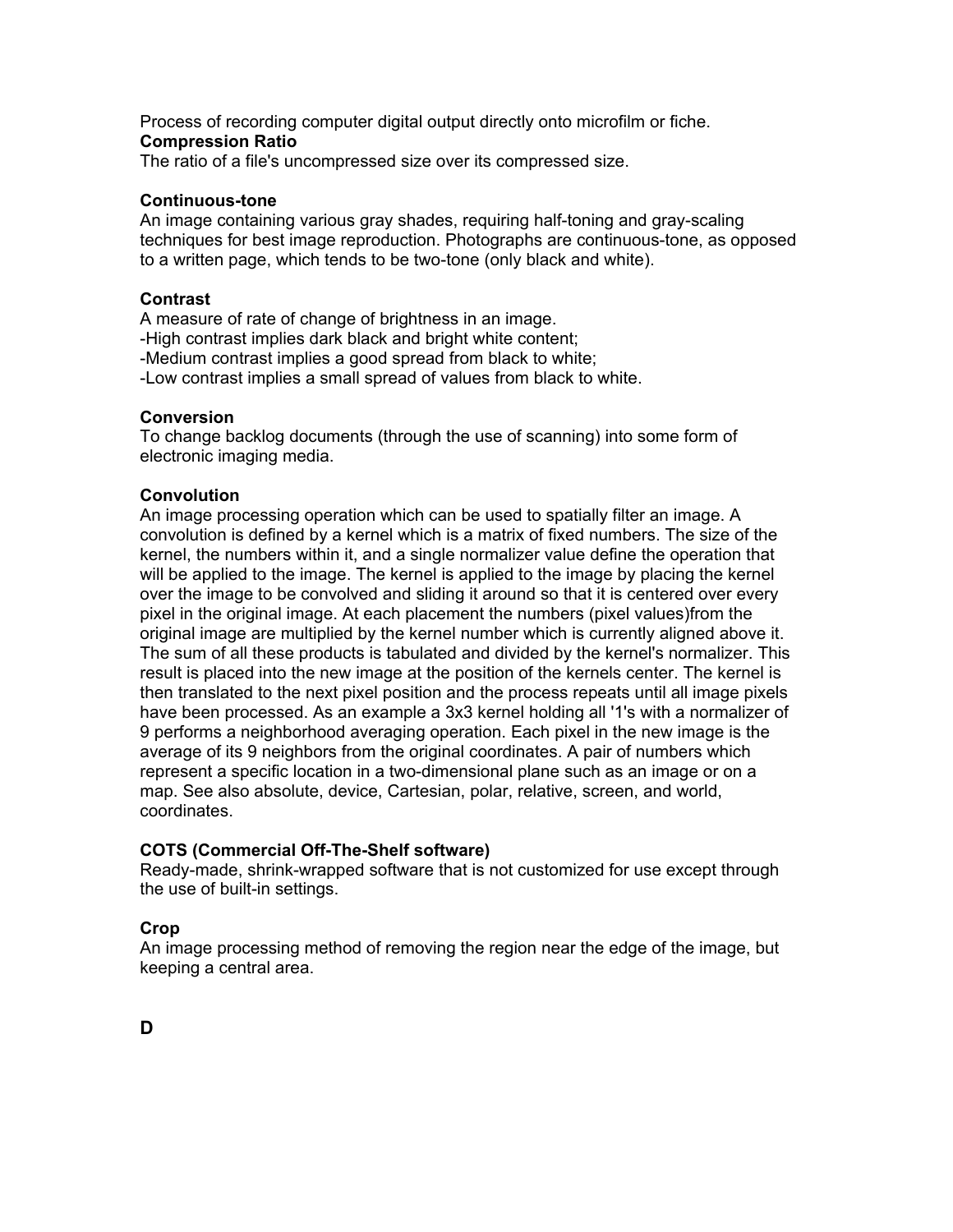Process of recording computer digital output directly onto microfilm or fiche.

**Compression Ratio**

The ratio of a file's uncompressed size over its compressed size.

**Continuous-tone**

An image containing various gray shades, requiring half-toning and gray-scaling techniques for best image reproduction. Photographs are continuous-tone, as opposed to a written page, which tends to be two-tone (only black and white).

**Contrast**

A measure of rate of change of brightness in an image.
-High contrast implies dark black and bright white content;
-Medium contrast implies a good spread from black to white;
-Low contrast implies a small spread of values from black to white.

**Conversion**

To change backlog documents (through the use of scanning) into some form of electronic imaging media.

**Convolution**

An image processing operation which can be used to spatially filter an image. A convolution is defined by a kernel which is a matrix of fixed numbers. The size of the kernel, the numbers within it, and a single normalizer value define the operation that will be applied to the image. The kernel is applied to the image by placing the kernel over the image to be convolved and sliding it around so that it is centered over every pixel in the original image. At each placement the numbers (pixel values)from the original image are multiplied by the kernel number which is currently aligned above it. The sum of all these products is tabulated and divided by the kernel's normalizer. This result is placed into the new image at the position of the kernels center. The kernel is then translated to the next pixel position and the process repeats until all image pixels have been processed. As an example a 3x3 kernel holding all '1's with a normalizer of 9 performs a neighborhood averaging operation. Each pixel in the new image is the average of its 9 neighbors from the original coordinates. A pair of numbers which represent a specific location in a two-dimensional plane such as an image or on a map. See also absolute, device, Cartesian, polar, relative, screen, and world, coordinates.

**COTS (Commercial Off-The-Shelf software)**

Ready-made, shrink-wrapped software that is not customized for use except through the use of built-in settings.

**Crop**

An image processing method of removing the region near the edge of the image, but keeping a central area.

## D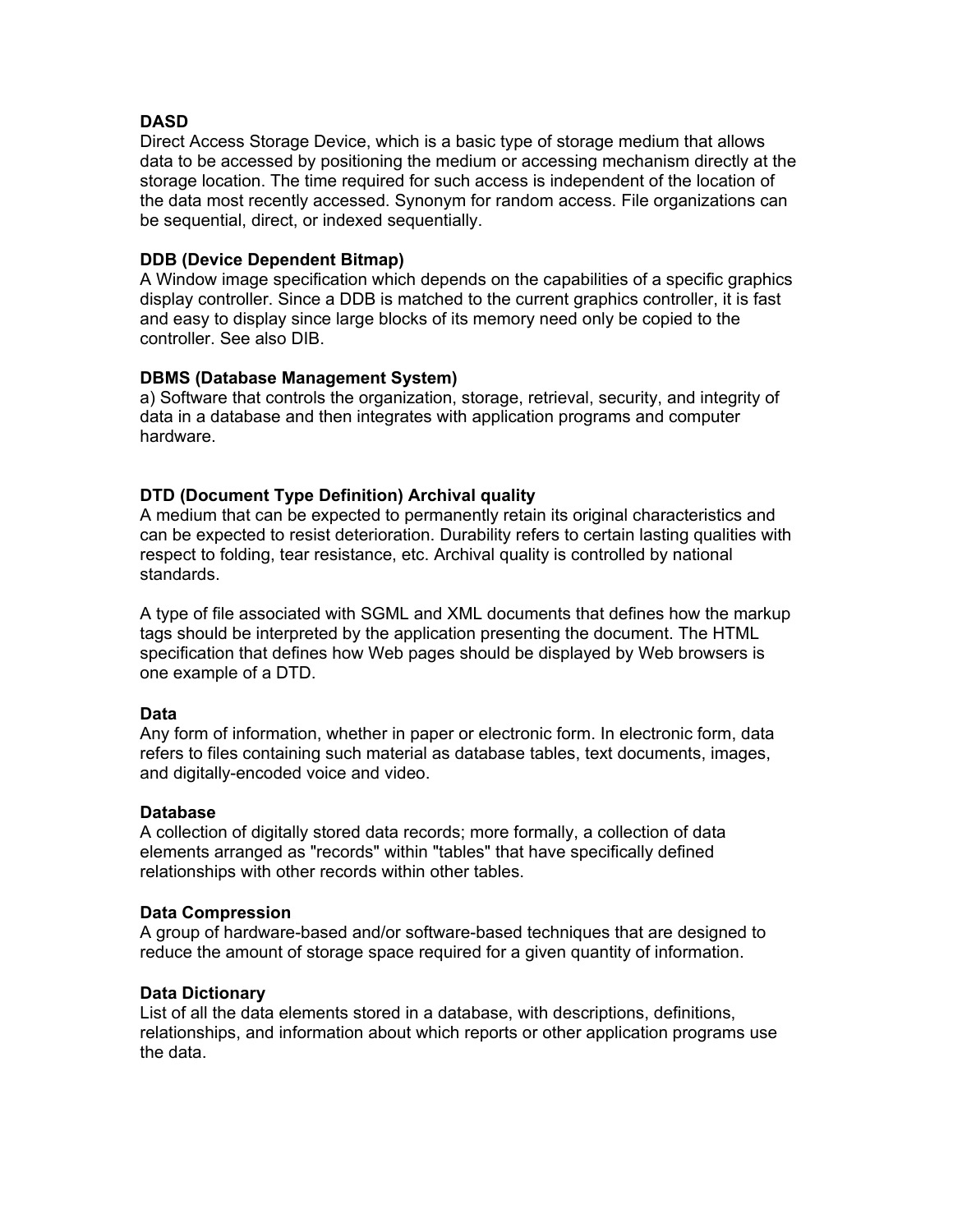**DASD**
Direct Access Storage Device, which is a basic type of storage medium that allows data to be accessed by positioning the medium or accessing mechanism directly at the storage location. The time required for such access is independent of the location of the data most recently accessed. Synonym for random access. File organizations can be sequential, direct, or indexed sequentially.

**DDB (Device Dependent Bitmap)**
A Window image specification which depends on the capabilities of a specific graphics display controller. Since a DDB is matched to the current graphics controller, it is fast and easy to display since large blocks of its memory need only be copied to the controller. See also DIB.

**DBMS (Database Management System)**
a) Software that controls the organization, storage, retrieval, security, and integrity of data in a database and then integrates with application programs and computer hardware.

**DTD (Document Type Definition) Archival quality**
A medium that can be expected to permanently retain its original characteristics and can be expected to resist deterioration. Durability refers to certain lasting qualities with respect to folding, tear resistance, etc. Archival quality is controlled by national standards.

A type of file associated with SGML and XML documents that defines how the markup tags should be interpreted by the application presenting the document. The HTML specification that defines how Web pages should be displayed by Web browsers is one example of a DTD.

**Data**
Any form of information, whether in paper or electronic form. In electronic form, data refers to files containing such material as database tables, text documents, images, and digitally-encoded voice and video.

**Database**
A collection of digitally stored data records; more formally, a collection of data elements arranged as "records" within "tables" that have specifically defined relationships with other records within other tables.

**Data Compression**
A group of hardware-based and/or software-based techniques that are designed to reduce the amount of storage space required for a given quantity of information.

**Data Dictionary**
List of all the data elements stored in a database, with descriptions, definitions, relationships, and information about which reports or other application programs use the data.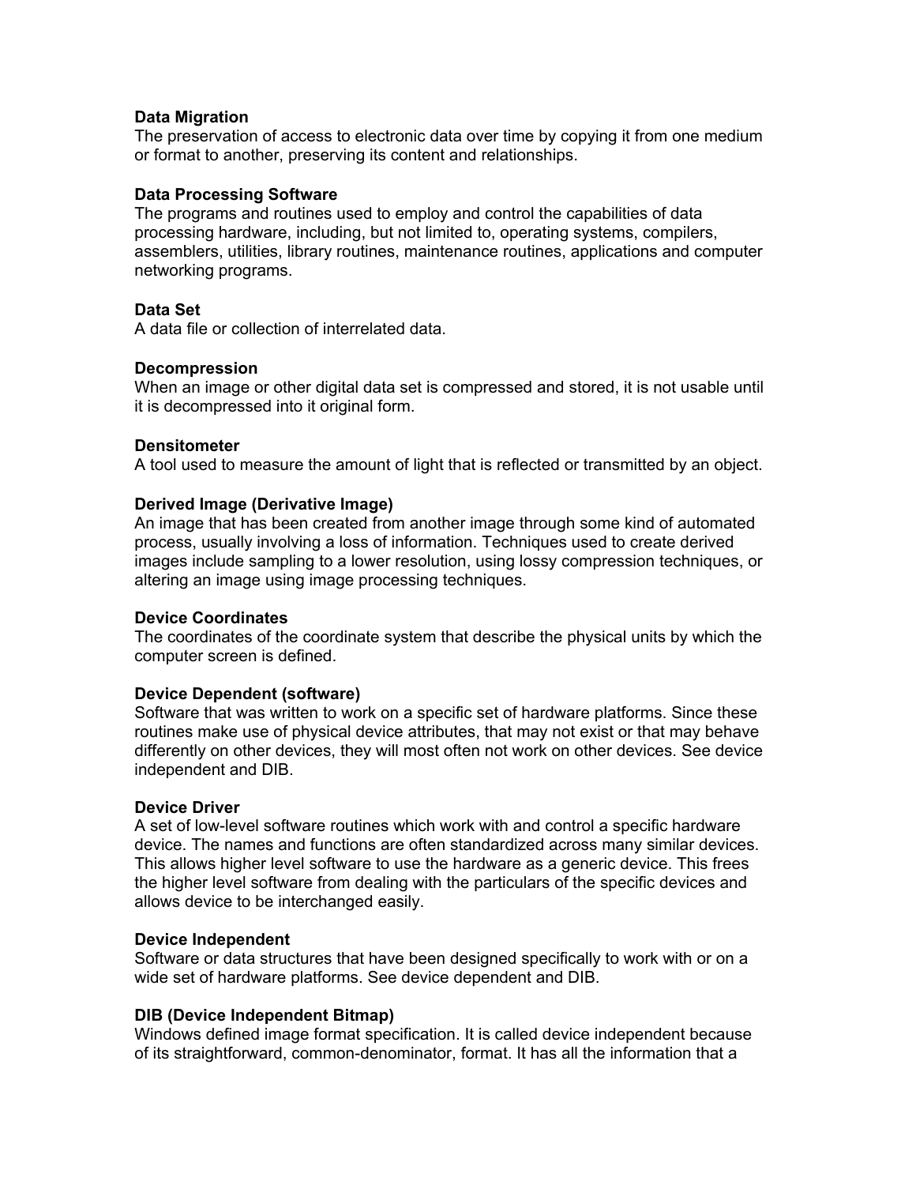**Data Migration**
The preservation of access to electronic data over time by copying it from one medium or format to another, preserving its content and relationships.

**Data Processing Software**
The programs and routines used to employ and control the capabilities of data processing hardware, including, but not limited to, operating systems, compilers, assemblers, utilities, library routines, maintenance routines, applications and computer networking programs.

**Data Set**
A data file or collection of interrelated data.

**Decompression**
When an image or other digital data set is compressed and stored, it is not usable until it is decompressed into it original form.

**Densitometer**
A tool used to measure the amount of light that is reflected or transmitted by an object.

**Derived Image (Derivative Image)**
An image that has been created from another image through some kind of automated process, usually involving a loss of information. Techniques used to create derived images include sampling to a lower resolution, using lossy compression techniques, or altering an image using image processing techniques.

**Device Coordinates**
The coordinates of the coordinate system that describe the physical units by which the computer screen is defined.

**Device Dependent (software)**
Software that was written to work on a specific set of hardware platforms. Since these routines make use of physical device attributes, that may not exist or that may behave differently on other devices, they will most often not work on other devices. See device independent and DIB.

**Device Driver**
A set of low-level software routines which work with and control a specific hardware device. The names and functions are often standardized across many similar devices. This allows higher level software to use the hardware as a generic device. This frees the higher level software from dealing with the particulars of the specific devices and allows device to be interchanged easily.

**Device Independent**
Software or data structures that have been designed specifically to work with or on a wide set of hardware platforms. See device dependent and DIB.

**DIB (Device Independent Bitmap)**
Windows defined image format specification. It is called device independent because of its straightforward, common-denominator, format. It has all the information that a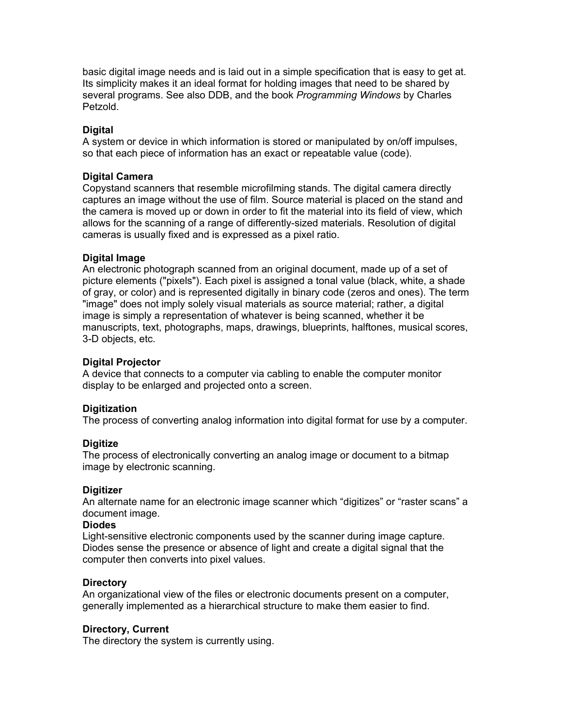basic digital image needs and is laid out in a simple specification that is easy to get at. Its simplicity makes it an ideal format for holding images that need to be shared by several programs. See also DDB, and the book *Programming Windows* by Charles Petzold.

**Digital**
A system or device in which information is stored or manipulated by on/off impulses, so that each piece of information has an exact or repeatable value (code).

**Digital Camera**
Copystand scanners that resemble microfilming stands. The digital camera directly captures an image without the use of film. Source material is placed on the stand and the camera is moved up or down in order to fit the material into its field of view, which allows for the scanning of a range of differently-sized materials. Resolution of digital cameras is usually fixed and is expressed as a pixel ratio.

**Digital Image**
An electronic photograph scanned from an original document, made up of a set of picture elements ("pixels"). Each pixel is assigned a tonal value (black, white, a shade of gray, or color) and is represented digitally in binary code (zeros and ones). The term "image" does not imply solely visual materials as source material; rather, a digital image is simply a representation of whatever is being scanned, whether it be manuscripts, text, photographs, maps, drawings, blueprints, halftones, musical scores, 3-D objects, etc.

**Digital Projector**
A device that connects to a computer via cabling to enable the computer monitor display to be enlarged and projected onto a screen.

**Digitization**
The process of converting analog information into digital format for use by a computer.

**Digitize**
The process of electronically converting an analog image or document to a bitmap image by electronic scanning.

**Digitizer**
An alternate name for an electronic image scanner which “digitizes” or “raster scans” a document image.

**Diodes**
Light-sensitive electronic components used by the scanner during image capture. Diodes sense the presence or absence of light and create a digital signal that the computer then converts into pixel values.

**Directory**
An organizational view of the files or electronic documents present on a computer, generally implemented as a hierarchical structure to make them easier to find.

**Directory, Current**
The directory the system is currently using.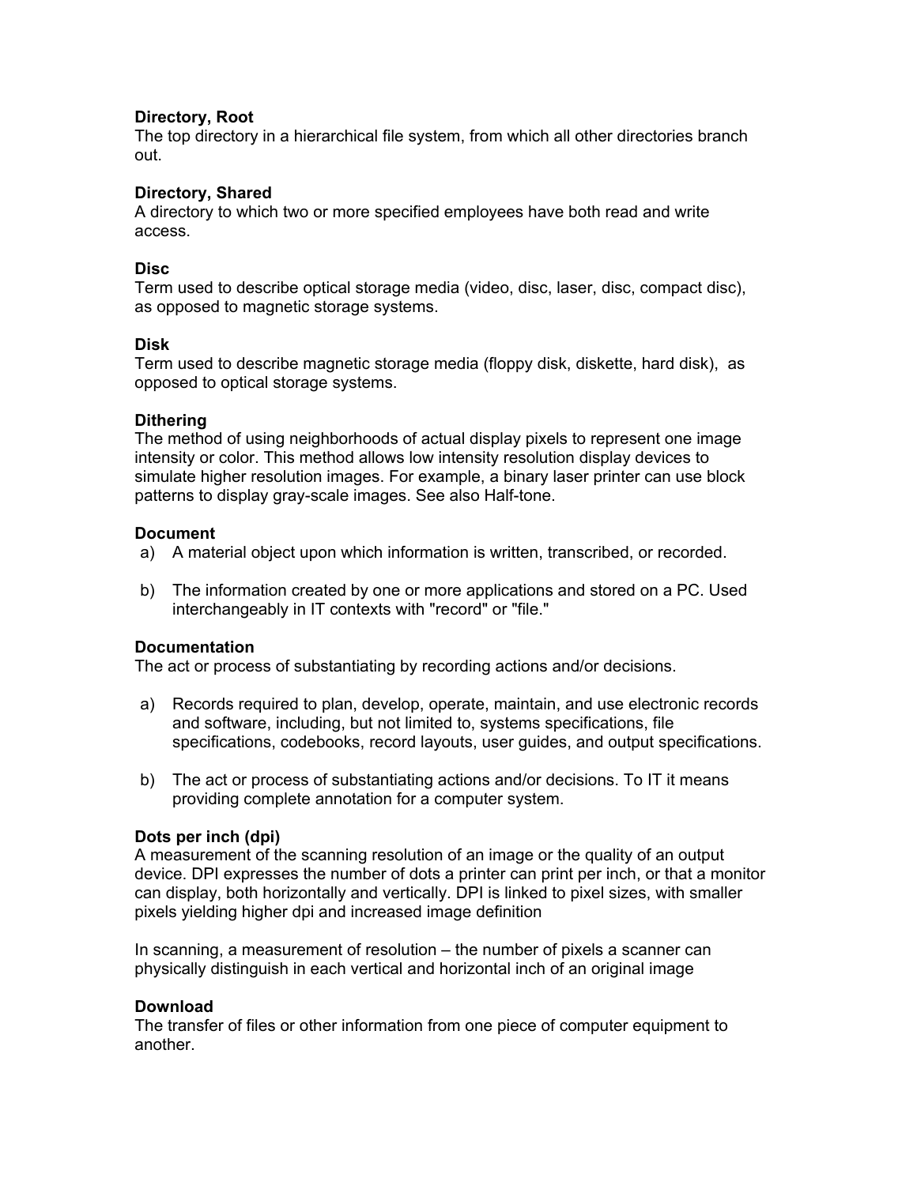**Directory, Root**
The top directory in a hierarchical file system, from which all other directories branch out.

**Directory, Shared**
A directory to which two or more specified employees have both read and write access.

**Disc**
Term used to describe optical storage media (video, disc, laser, disc, compact disc), as opposed to magnetic storage systems.

**Disk**
Term used to describe magnetic storage media (floppy disk, diskette, hard disk), as opposed to optical storage systems.

**Dithering**
The method of using neighborhoods of actual display pixels to represent one image intensity or color. This method allows low intensity resolution display devices to simulate higher resolution images. For example, a binary laser printer can use block patterns to display gray-scale images. See also Half-tone.

**Document**

a) A material object upon which information is written, transcribed, or recorded.

b) The information created by one or more applications and stored on a PC. Used interchangeably in IT contexts with "record" or "file."

**Documentation**
The act or process of substantiating by recording actions and/or decisions.

a) Records required to plan, develop, operate, maintain, and use electronic records and software, including, but not limited to, systems specifications, file specifications, codebooks, record layouts, user guides, and output specifications.

b) The act or process of substantiating actions and/or decisions. To IT it means providing complete annotation for a computer system.

**Dots per inch (dpi)**
A measurement of the scanning resolution of an image or the quality of an output device. DPI expresses the number of dots a printer can print per inch, or that a monitor can display, both horizontally and vertically. DPI is linked to pixel sizes, with smaller pixels yielding higher dpi and increased image definition

In scanning, a measurement of resolution – the number of pixels a scanner can physically distinguish in each vertical and horizontal inch of an original image

**Download**
The transfer of files or other information from one piece of computer equipment to another.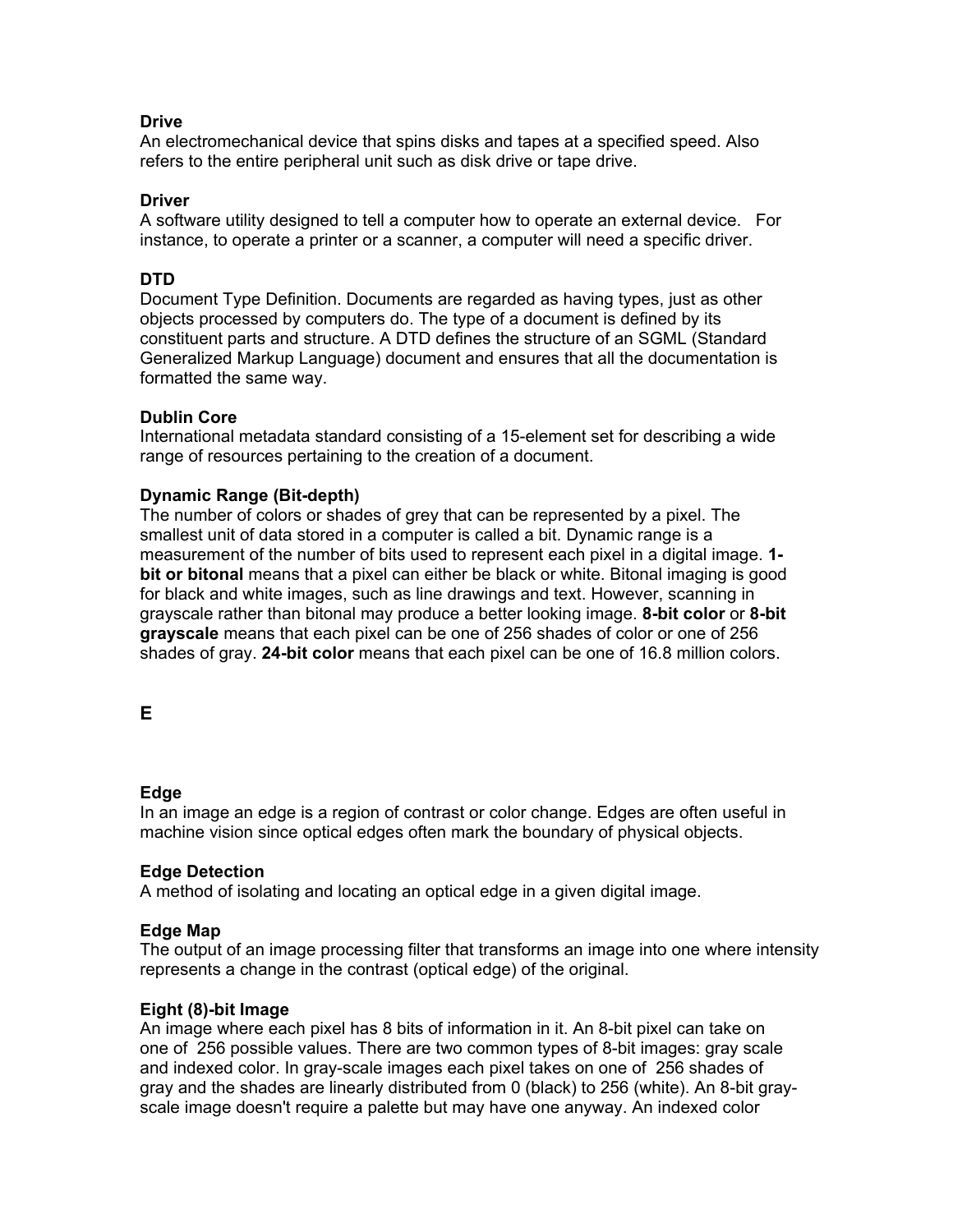**Drive**
An electromechanical device that spins disks and tapes at a specified speed. Also refers to the entire peripheral unit such as disk drive or tape drive.

**Driver**
A software utility designed to tell a computer how to operate an external device. For instance, to operate a printer or a scanner, a computer will need a specific driver.

**DTD**
Document Type Definition. Documents are regarded as having types, just as other objects processed by computers do. The type of a document is defined by its constituent parts and structure. A DTD defines the structure of an SGML (Standard Generalized Markup Language) document and ensures that all the documentation is formatted the same way.

**Dublin Core**
International metadata standard consisting of a 15-element set for describing a wide range of resources pertaining to the creation of a document.

**Dynamic Range (Bit-depth)**
The number of colors or shades of grey that can be represented by a pixel. The smallest unit of data stored in a computer is called a bit. Dynamic range is a measurement of the number of bits used to represent each pixel in a digital image. **1-bit or bitonal** means that a pixel can either be black or white. Bitonal imaging is good for black and white images, such as line drawings and text. However, scanning in grayscale rather than bitonal may produce a better looking image. **8-bit color** or **8-bit grayscale** means that each pixel can be one of 256 shades of color or one of 256 shades of gray. **24-bit color** means that each pixel can be one of 16.8 million colors.

## E

**Edge**
In an image an edge is a region of contrast or color change. Edges are often useful in machine vision since optical edges often mark the boundary of physical objects.

**Edge Detection**
A method of isolating and locating an optical edge in a given digital image.

**Edge Map**
The output of an image processing filter that transforms an image into one where intensity represents a change in the contrast (optical edge) of the original.

**Eight (8)-bit Image**
An image where each pixel has 8 bits of information in it. An 8-bit pixel can take on one of 256 possible values. There are two common types of 8-bit images: gray scale and indexed color. In gray-scale images each pixel takes on one of 256 shades of gray and the shades are linearly distributed from 0 (black) to 256 (white). An 8-bit gray-scale image doesn't require a palette but may have one anyway. An indexed color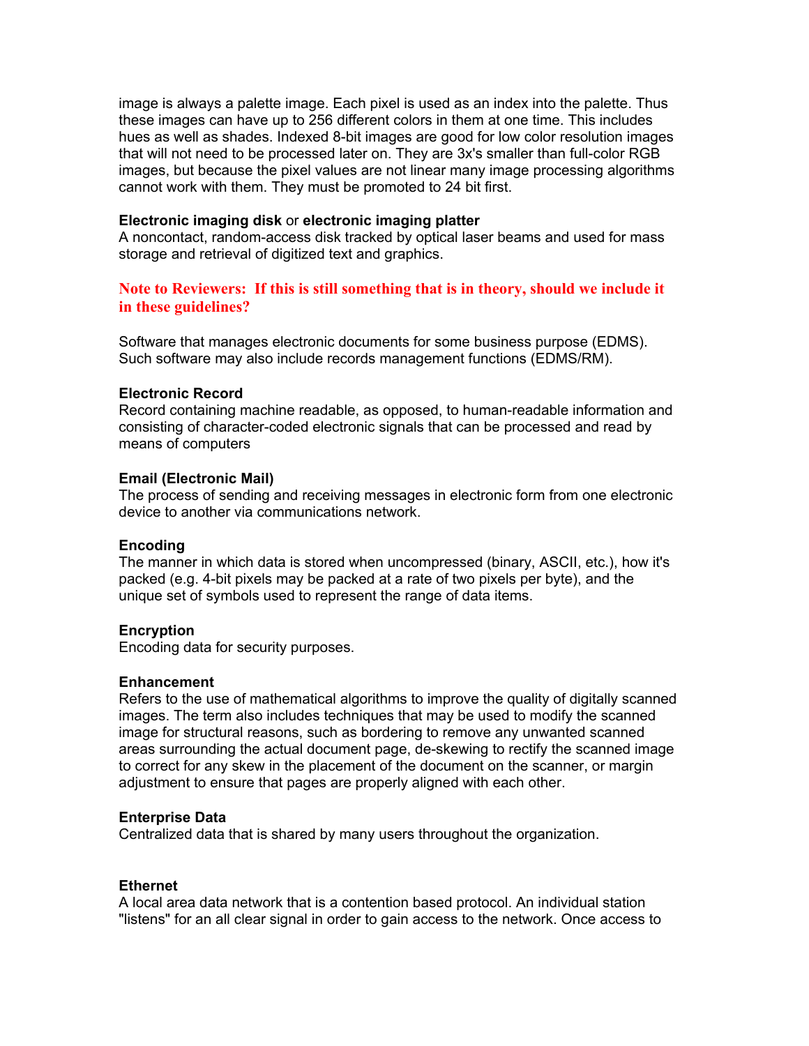image is always a palette image. Each pixel is used as an index into the palette. Thus these images can have up to 256 different colors in them at one time. This includes hues as well as shades. Indexed 8-bit images are good for low color resolution images that will not need to be processed later on. They are 3x's smaller than full-color RGB images, but because the pixel values are not linear many image processing algorithms cannot work with them. They must be promoted to 24 bit first.

**Electronic imaging disk** or **electronic imaging platter**
A noncontact, random-access disk tracked by optical laser beams and used for mass storage and retrieval of digitized text and graphics.

**Note to Reviewers: If this is still something that is in theory, should we include it in these guidelines?**

Software that manages electronic documents for some business purpose (EDMS). Such software may also include records management functions (EDMS/RM).

**Electronic Record**
Record containing machine readable, as opposed, to human-readable information and consisting of character-coded electronic signals that can be processed and read by means of computers

**Email (Electronic Mail)**
The process of sending and receiving messages in electronic form from one electronic device to another via communications network.

**Encoding**
The manner in which data is stored when uncompressed (binary, ASCII, etc.), how it's packed (e.g. 4-bit pixels may be packed at a rate of two pixels per byte), and the unique set of symbols used to represent the range of data items.

**Encryption**
Encoding data for security purposes.

**Enhancement**
Refers to the use of mathematical algorithms to improve the quality of digitally scanned images. The term also includes techniques that may be used to modify the scanned image for structural reasons, such as bordering to remove any unwanted scanned areas surrounding the actual document page, de-skewing to rectify the scanned image to correct for any skew in the placement of the document on the scanner, or margin adjustment to ensure that pages are properly aligned with each other.

**Enterprise Data**
Centralized data that is shared by many users throughout the organization.

**Ethernet**
A local area data network that is a contention based protocol. An individual station "listens" for an all clear signal in order to gain access to the network. Once access to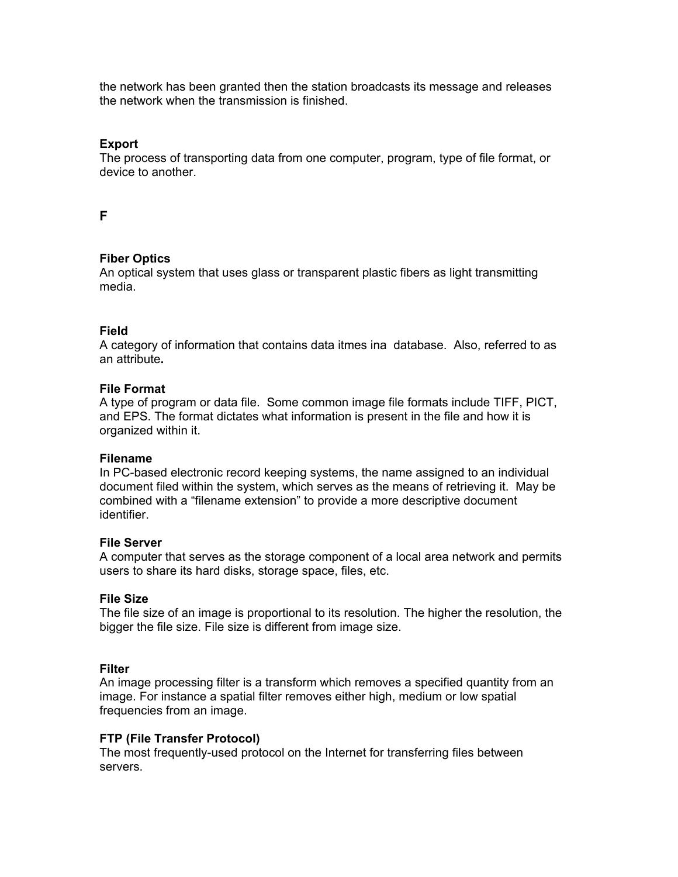the network has been granted then the station broadcasts its message and releases the network when the transmission is finished.

**Export**
The process of transporting data from one computer, program, type of file format, or device to another.

## F

**Fiber Optics**
An optical system that uses glass or transparent plastic fibers as light transmitting media.

**Field**
A category of information that contains data itmes ina  database.  Also, referred to as an attribute**.**

**File Format**
A type of program or data file.  Some common image file formats include TIFF, PICT, and EPS. The format dictates what information is present in the file and how it is organized within it.

**Filename**
In PC-based electronic record keeping systems, the name assigned to an individual document filed within the system, which serves as the means of retrieving it.  May be combined with a "filename extension" to provide a more descriptive document identifier.

**File Server**
A computer that serves as the storage component of a local area network and permits users to share its hard disks, storage space, files, etc.

**File Size**
The file size of an image is proportional to its resolution. The higher the resolution, the bigger the file size. File size is different from image size.

**Filter**
An image processing filter is a transform which removes a specified quantity from an image. For instance a spatial filter removes either high, medium or low spatial frequencies from an image.

**FTP (File Transfer Protocol)**
The most frequently-used protocol on the Internet for transferring files between servers.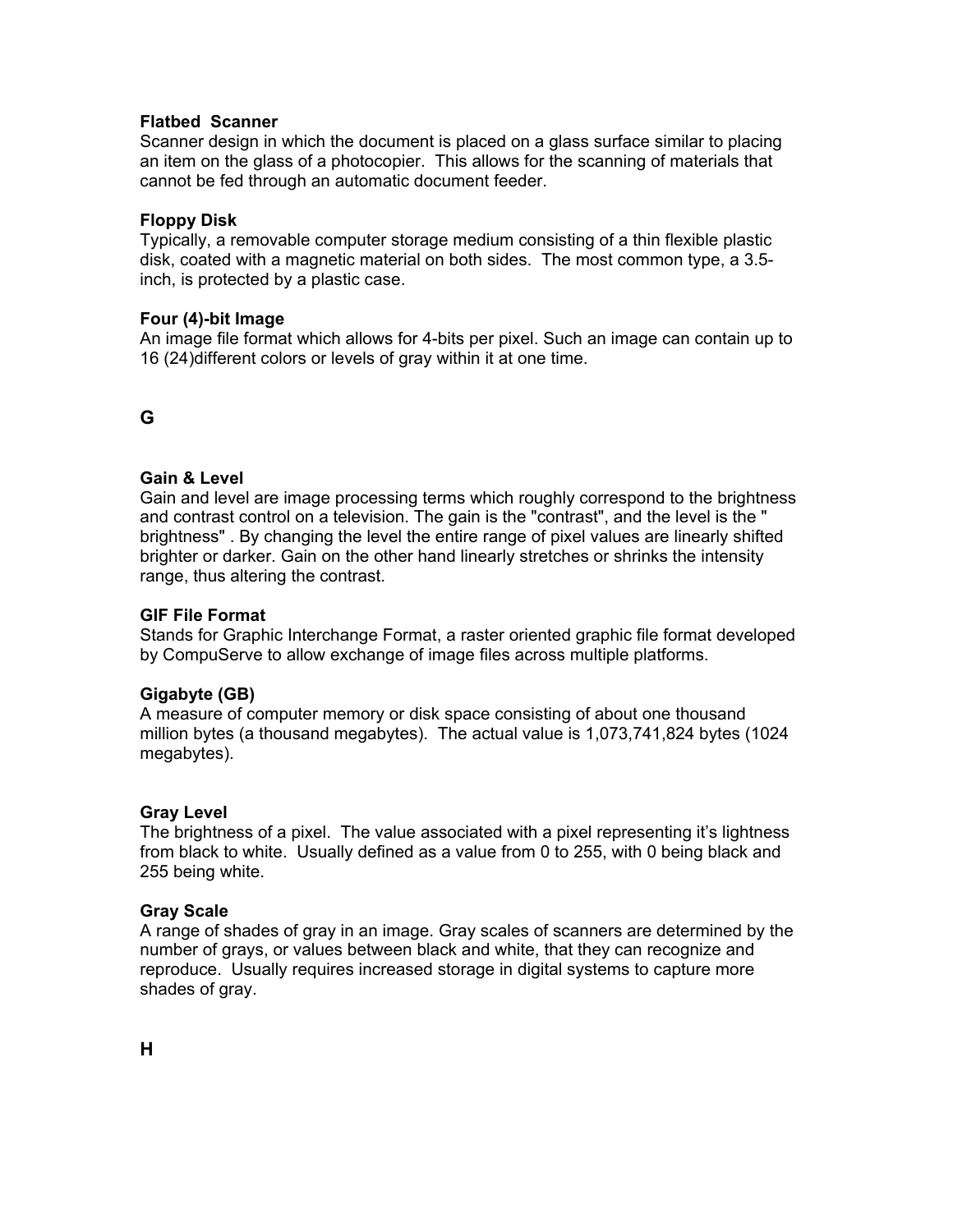**Flatbed Scanner**
Scanner design in which the document is placed on a glass surface similar to placing an item on the glass of a photocopier. This allows for the scanning of materials that cannot be fed through an automatic document feeder.

**Floppy Disk**
Typically, a removable computer storage medium consisting of a thin flexible plastic disk, coated with a magnetic material on both sides. The most common type, a 3.5-inch, is protected by a plastic case.

**Four (4)-bit Image**
An image file format which allows for 4-bits per pixel. Such an image can contain up to 16 (24)different colors or levels of gray within it at one time.

## G

**Gain & Level**
Gain and level are image processing terms which roughly correspond to the brightness and contrast control on a television. The gain is the "contrast", and the level is the " brightness" . By changing the level the entire range of pixel values are linearly shifted brighter or darker. Gain on the other hand linearly stretches or shrinks the intensity range, thus altering the contrast.

**GIF File Format**
Stands for Graphic Interchange Format, a raster oriented graphic file format developed by CompuServe to allow exchange of image files across multiple platforms.

**Gigabyte (GB)**
A measure of computer memory or disk space consisting of about one thousand million bytes (a thousand megabytes). The actual value is 1,073,741,824 bytes (1024 megabytes).

**Gray Level**
The brightness of a pixel. The value associated with a pixel representing it's lightness from black to white. Usually defined as a value from 0 to 255, with 0 being black and 255 being white.

**Gray Scale**
A range of shades of gray in an image. Gray scales of scanners are determined by the number of grays, or values between black and white, that they can recognize and reproduce. Usually requires increased storage in digital systems to capture more shades of gray.

## H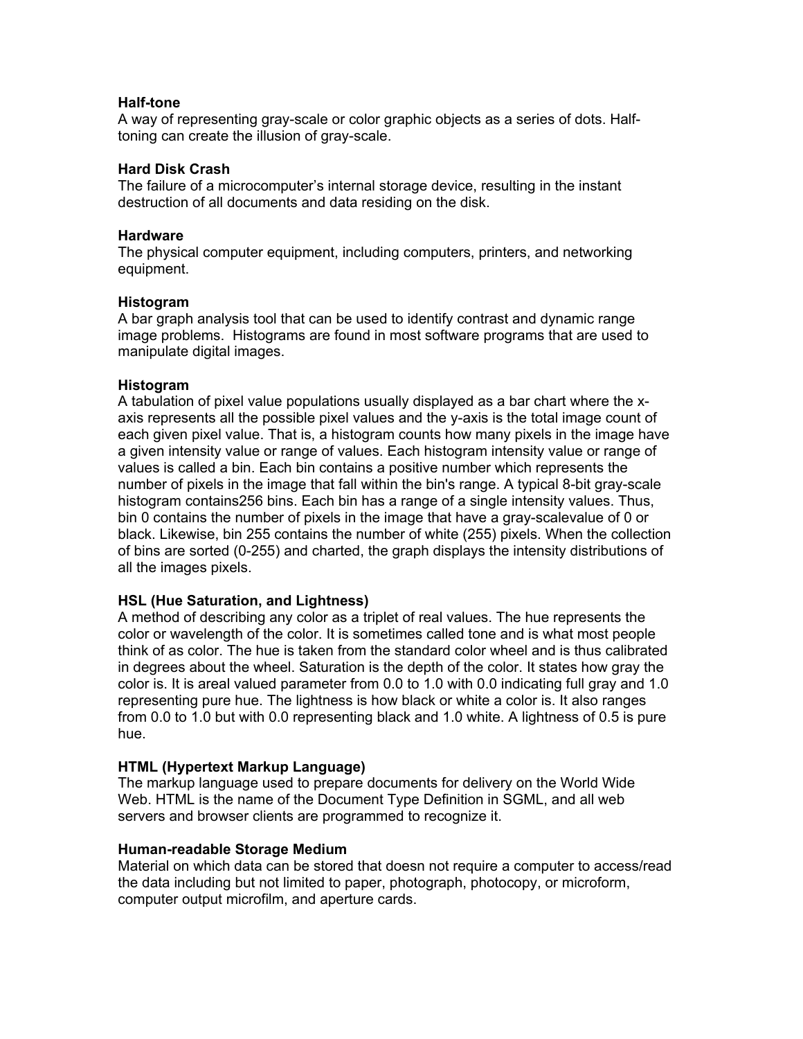**Half-tone**
A way of representing gray-scale or color graphic objects as a series of dots. Half-toning can create the illusion of gray-scale.

**Hard Disk Crash**
The failure of a microcomputer's internal storage device, resulting in the instant destruction of all documents and data residing on the disk.

**Hardware**
The physical computer equipment, including computers, printers, and networking equipment.

**Histogram**
A bar graph analysis tool that can be used to identify contrast and dynamic range image problems. Histograms are found in most software programs that are used to manipulate digital images.

**Histogram**
A tabulation of pixel value populations usually displayed as a bar chart where the x-axis represents all the possible pixel values and the y-axis is the total image count of each given pixel value. That is, a histogram counts how many pixels in the image have a given intensity value or range of values. Each histogram intensity value or range of values is called a bin. Each bin contains a positive number which represents the number of pixels in the image that fall within the bin's range. A typical 8-bit gray-scale histogram contains256 bins. Each bin has a range of a single intensity values. Thus, bin 0 contains the number of pixels in the image that have a gray-scalevalue of 0 or black. Likewise, bin 255 contains the number of white (255) pixels. When the collection of bins are sorted (0-255) and charted, the graph displays the intensity distributions of all the images pixels.

**HSL (Hue Saturation, and Lightness)**
A method of describing any color as a triplet of real values. The hue represents the color or wavelength of the color. It is sometimes called tone and is what most people think of as color. The hue is taken from the standard color wheel and is thus calibrated in degrees about the wheel. Saturation is the depth of the color. It states how gray the color is. It is areal valued parameter from 0.0 to 1.0 with 0.0 indicating full gray and 1.0 representing pure hue. The lightness is how black or white a color is. It also ranges from 0.0 to 1.0 but with 0.0 representing black and 1.0 white. A lightness of 0.5 is pure hue.

**HTML (Hypertext Markup Language)**
The markup language used to prepare documents for delivery on the World Wide Web. HTML is the name of the Document Type Definition in SGML, and all web servers and browser clients are programmed to recognize it.

**Human-readable Storage Medium**
Material on which data can be stored that doesn not require a computer to access/read the data including but not limited to paper, photograph, photocopy, or microform, computer output microfilm, and aperture cards.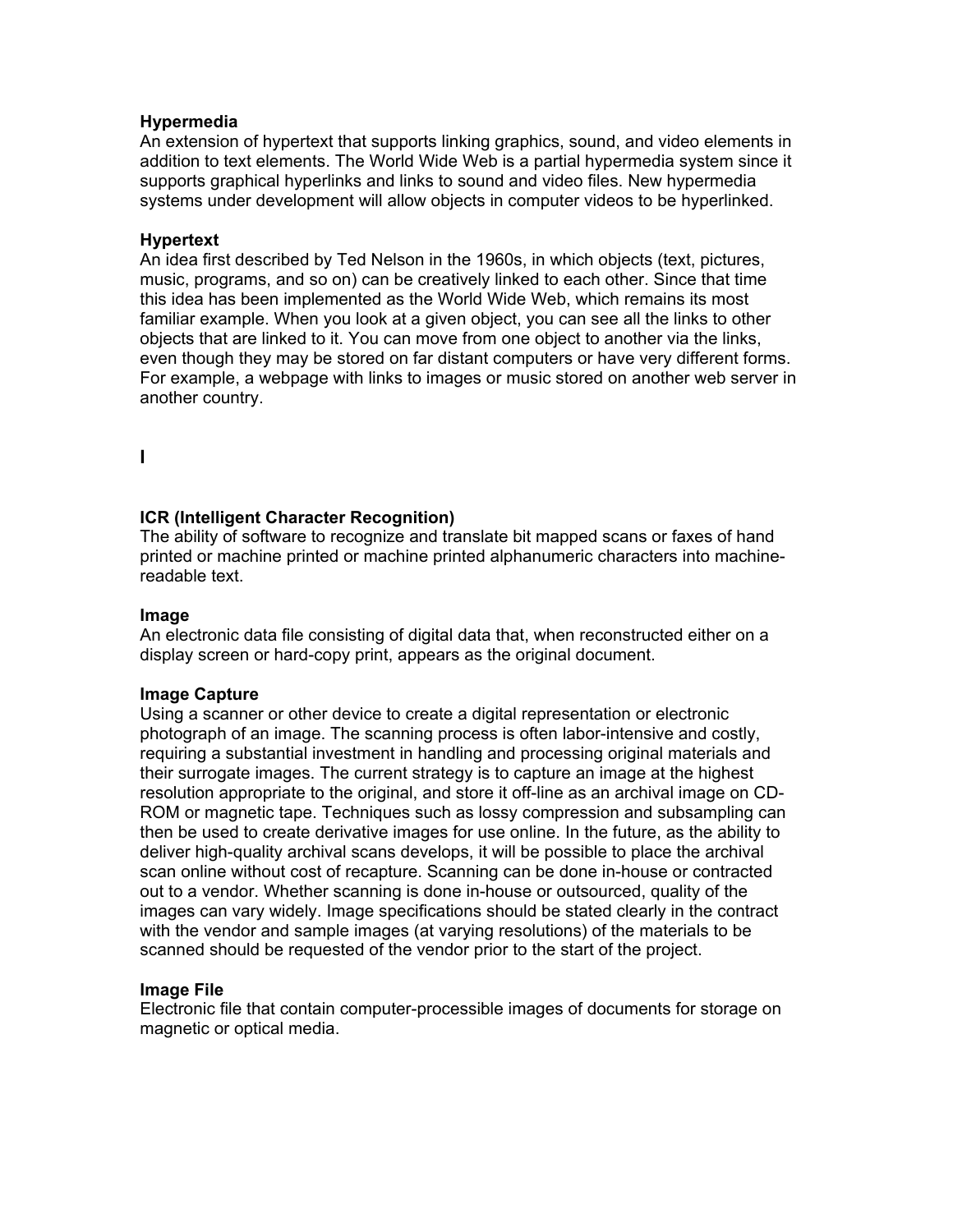**Hypermedia**

An extension of hypertext that supports linking graphics, sound, and video elements in addition to text elements. The World Wide Web is a partial hypermedia system since it supports graphical hyperlinks and links to sound and video files. New hypermedia systems under development will allow objects in computer videos to be hyperlinked.

**Hypertext**

An idea first described by Ted Nelson in the 1960s, in which objects (text, pictures, music, programs, and so on) can be creatively linked to each other. Since that time this idea has been implemented as the World Wide Web, which remains its most familiar example. When you look at a given object, you can see all the links to other objects that are linked to it. You can move from one object to another via the links, even though they may be stored on far distant computers or have very different forms. For example, a webpage with links to images or music stored on another web server in another country.

## I

**ICR (Intelligent Character Recognition)**

The ability of software to recognize and translate bit mapped scans or faxes of hand printed or machine printed or machine printed alphanumeric characters into machine-readable text.

**Image**

An electronic data file consisting of digital data that, when reconstructed either on a display screen or hard-copy print, appears as the original document.

**Image Capture**

Using a scanner or other device to create a digital representation or electronic photograph of an image. The scanning process is often labor-intensive and costly, requiring a substantial investment in handling and processing original materials and their surrogate images. The current strategy is to capture an image at the highest resolution appropriate to the original, and store it off-line as an archival image on CD-ROM or magnetic tape. Techniques such as lossy compression and subsampling can then be used to create derivative images for use online. In the future, as the ability to deliver high-quality archival scans develops, it will be possible to place the archival scan online without cost of recapture. Scanning can be done in-house or contracted out to a vendor. Whether scanning is done in-house or outsourced, quality of the images can vary widely. Image specifications should be stated clearly in the contract with the vendor and sample images (at varying resolutions) of the materials to be scanned should be requested of the vendor prior to the start of the project.

**Image File**

Electronic file that contain computer-processible images of documents for storage on magnetic or optical media.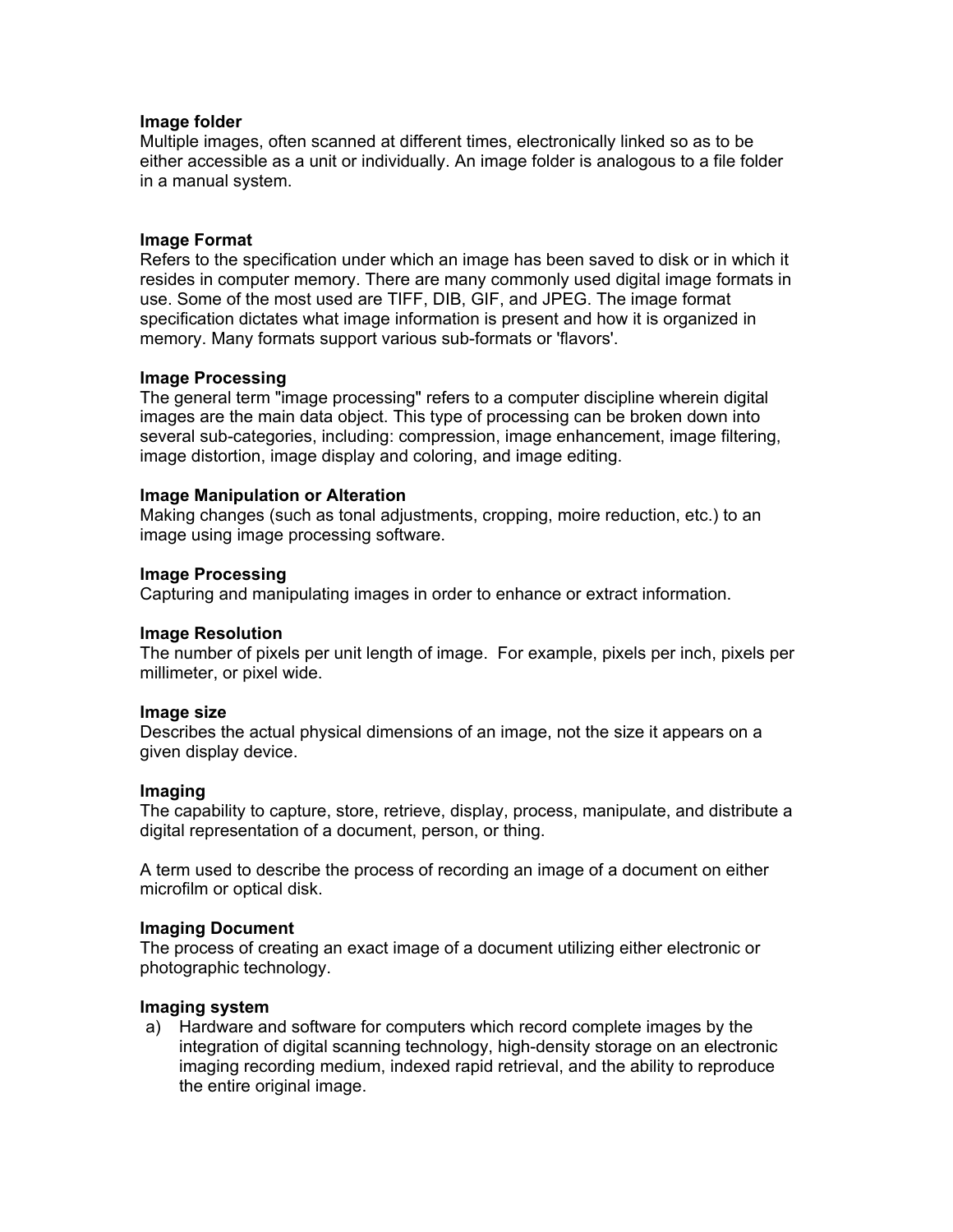**Image folder**
Multiple images, often scanned at different times, electronically linked so as to be either accessible as a unit or individually. An image folder is analogous to a file folder in a manual system.

**Image Format**
Refers to the specification under which an image has been saved to disk or in which it resides in computer memory. There are many commonly used digital image formats in use. Some of the most used are TIFF, DIB, GIF, and JPEG. The image format specification dictates what image information is present and how it is organized in memory. Many formats support various sub-formats or 'flavors'.

**Image Processing**
The general term "image processing" refers to a computer discipline wherein digital images are the main data object. This type of processing can be broken down into several sub-categories, including: compression, image enhancement, image filtering, image distortion, image display and coloring, and image editing.

**Image Manipulation or Alteration**
Making changes (such as tonal adjustments, cropping, moire reduction, etc.) to an image using image processing software.

**Image Processing**
Capturing and manipulating images in order to enhance or extract information.

**Image Resolution**
The number of pixels per unit length of image. For example, pixels per inch, pixels per millimeter, or pixel wide.

**Image size**
Describes the actual physical dimensions of an image, not the size it appears on a given display device.

**Imaging**
The capability to capture, store, retrieve, display, process, manipulate, and distribute a digital representation of a document, person, or thing.

A term used to describe the process of recording an image of a document on either microfilm or optical disk.

**Imaging Document**
The process of creating an exact image of a document utilizing either electronic or photographic technology.

**Imaging system**

a) Hardware and software for computers which record complete images by the integration of digital scanning technology, high-density storage on an electronic imaging recording medium, indexed rapid retrieval, and the ability to reproduce the entire original image.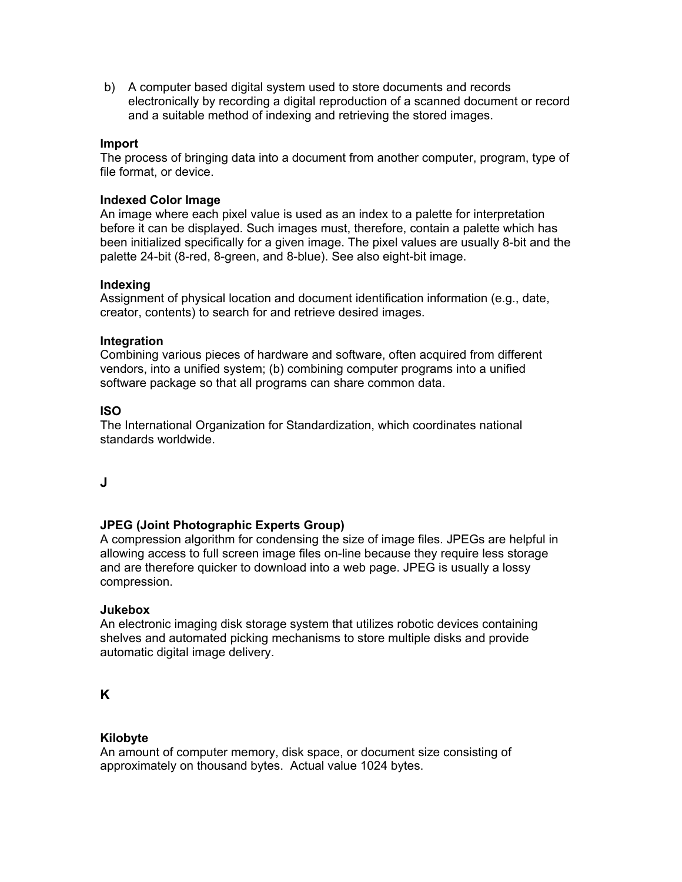b) A computer based digital system used to store documents and records electronically by recording a digital reproduction of a scanned document or record and a suitable method of indexing and retrieving the stored images.

**Import**
The process of bringing data into a document from another computer, program, type of file format, or device.

**Indexed Color Image**
An image where each pixel value is used as an index to a palette for interpretation before it can be displayed. Such images must, therefore, contain a palette which has been initialized specifically for a given image. The pixel values are usually 8-bit and the palette 24-bit (8-red, 8-green, and 8-blue). See also eight-bit image.

**Indexing**
Assignment of physical location and document identification information (e.g., date, creator, contents) to search for and retrieve desired images.

**Integration**
Combining various pieces of hardware and software, often acquired from different vendors, into a unified system; (b) combining computer programs into a unified software package so that all programs can share common data.

**ISO**
The International Organization for Standardization, which coordinates national standards worldwide.

## J

**JPEG (Joint Photographic Experts Group)**
A compression algorithm for condensing the size of image files. JPEGs are helpful in allowing access to full screen image files on-line because they require less storage and are therefore quicker to download into a web page. JPEG is usually a lossy compression.

**Jukebox**
An electronic imaging disk storage system that utilizes robotic devices containing shelves and automated picking mechanisms to store multiple disks and provide automatic digital image delivery.

## K

**Kilobyte**
An amount of computer memory, disk space, or document size consisting of approximately on thousand bytes. Actual value 1024 bytes.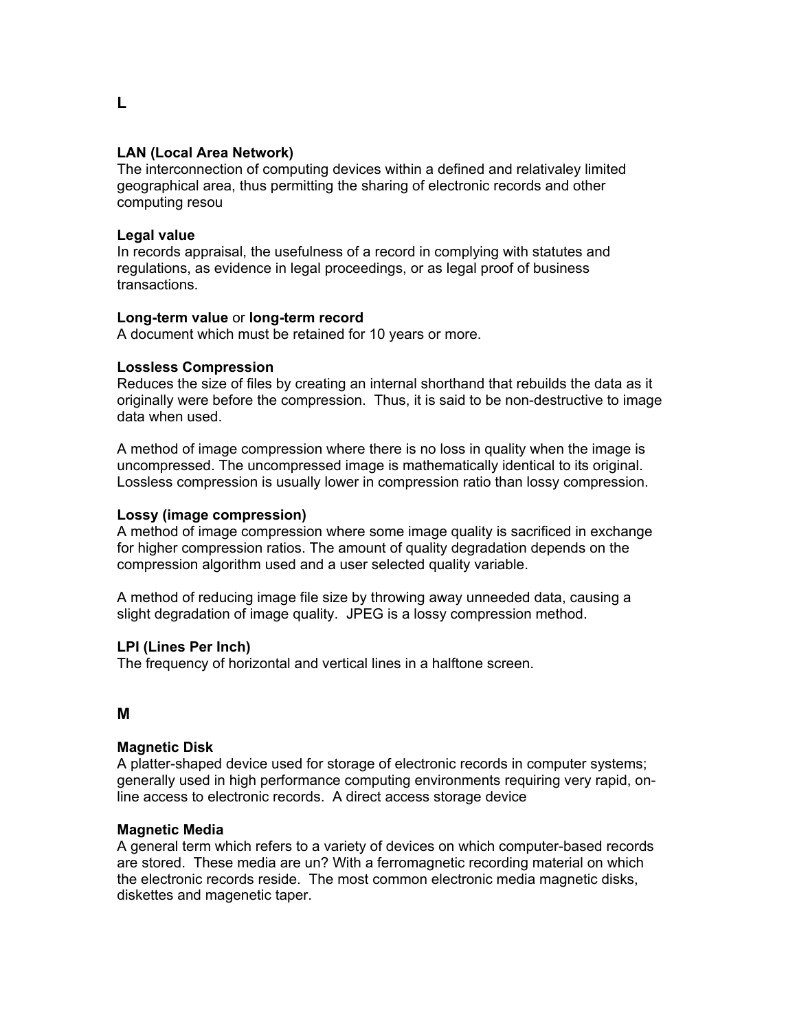## L

**LAN (Local Area Network)**
The interconnection of computing devices within a defined and relativaley limited geographical area, thus permitting the sharing of electronic records and other computing resou

**Legal value**
In records appraisal, the usefulness of a record in complying with statutes and regulations, as evidence in legal proceedings, or as legal proof of business transactions.

**Long-term value** or **long-term record**
A document which must be retained for 10 years or more.

**Lossless Compression**
Reduces the size of files by creating an internal shorthand that rebuilds the data as it originally were before the compression. Thus, it is said to be non-destructive to image data when used.

A method of image compression where there is no loss in quality when the image is uncompressed. The uncompressed image is mathematically identical to its original. Lossless compression is usually lower in compression ratio than lossy compression.

**Lossy (image compression)**
A method of image compression where some image quality is sacrificed in exchange for higher compression ratios. The amount of quality degradation depends on the compression algorithm used and a user selected quality variable.

A method of reducing image file size by throwing away unneeded data, causing a slight degradation of image quality. JPEG is a lossy compression method.

**LPI (Lines Per Inch)**
The frequency of horizontal and vertical lines in a halftone screen.

## M

**Magnetic Disk**
A platter-shaped device used for storage of electronic records in computer systems; generally used in high performance computing environments requiring very rapid, on-line access to electronic records. A direct access storage device

**Magnetic Media**
A general term which refers to a variety of devices on which computer-based records are stored. These media are un? With a ferromagnetic recording material on which the electronic records reside. The most common electronic media magnetic disks, diskettes and magenetic taper.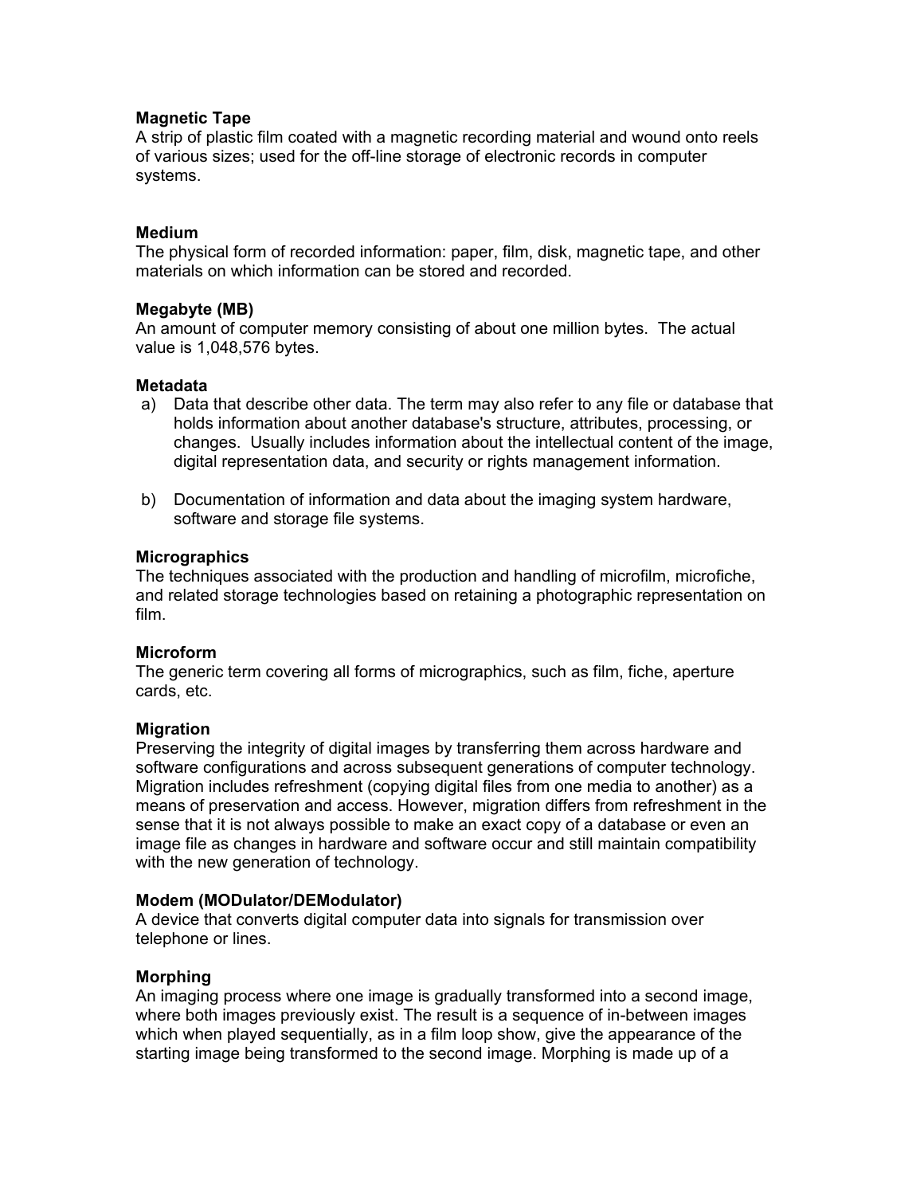**Magnetic Tape**
A strip of plastic film coated with a magnetic recording material and wound onto reels of various sizes; used for the off-line storage of electronic records in computer systems.

**Medium**
The physical form of recorded information: paper, film, disk, magnetic tape, and other materials on which information can be stored and recorded.

**Megabyte (MB)**
An amount of computer memory consisting of about one million bytes. The actual value is 1,048,576 bytes.

**Metadata**

a) Data that describe other data. The term may also refer to any file or database that holds information about another database's structure, attributes, processing, or changes. Usually includes information about the intellectual content of the image, digital representation data, and security or rights management information.

b) Documentation of information and data about the imaging system hardware, software and storage file systems.

**Micrographics**
The techniques associated with the production and handling of microfilm, microfiche, and related storage technologies based on retaining a photographic representation on film.

**Microform**
The generic term covering all forms of micrographics, such as film, fiche, aperture cards, etc.

**Migration**
Preserving the integrity of digital images by transferring them across hardware and software configurations and across subsequent generations of computer technology. Migration includes refreshment (copying digital files from one media to another) as a means of preservation and access. However, migration differs from refreshment in the sense that it is not always possible to make an exact copy of a database or even an image file as changes in hardware and software occur and still maintain compatibility with the new generation of technology.

**Modem (MODulator/DEModulator)**
A device that converts digital computer data into signals for transmission over telephone or lines.

**Morphing**
An imaging process where one image is gradually transformed into a second image, where both images previously exist. The result is a sequence of in-between images which when played sequentially, as in a film loop show, give the appearance of the starting image being transformed to the second image. Morphing is made up of a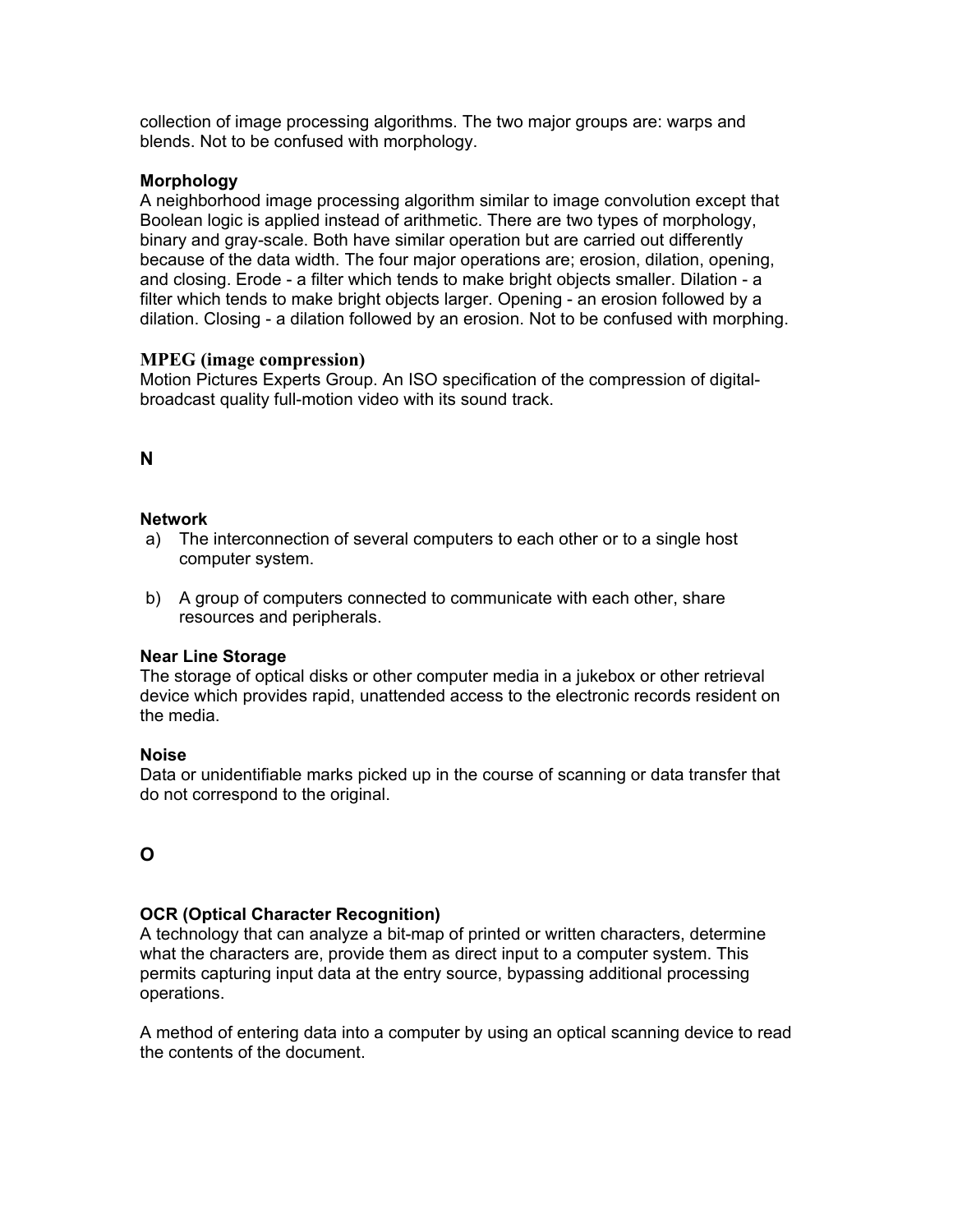collection of image processing algorithms. The two major groups are: warps and blends. Not to be confused with morphology.

**Morphology**
A neighborhood image processing algorithm similar to image convolution except that Boolean logic is applied instead of arithmetic. There are two types of morphology, binary and gray-scale. Both have similar operation but are carried out differently because of the data width. The four major operations are; erosion, dilation, opening, and closing. Erode - a filter which tends to make bright objects smaller. Dilation - a filter which tends to make bright objects larger. Opening - an erosion followed by a dilation. Closing - a dilation followed by an erosion. Not to be confused with morphing.

**MPEG (image compression)**
Motion Pictures Experts Group. An ISO specification of the compression of digital-broadcast quality full-motion video with its sound track.

## N

**Network**

a) The interconnection of several computers to each other or to a single host computer system.

b) A group of computers connected to communicate with each other, share resources and peripherals.

**Near Line Storage**
The storage of optical disks or other computer media in a jukebox or other retrieval device which provides rapid, unattended access to the electronic records resident on the media.

**Noise**
Data or unidentifiable marks picked up in the course of scanning or data transfer that do not correspond to the original.

## O

**OCR (Optical Character Recognition)**
A technology that can analyze a bit-map of printed or written characters, determine what the characters are, provide them as direct input to a computer system. This permits capturing input data at the entry source, bypassing additional processing operations.

A method of entering data into a computer by using an optical scanning device to read the contents of the document.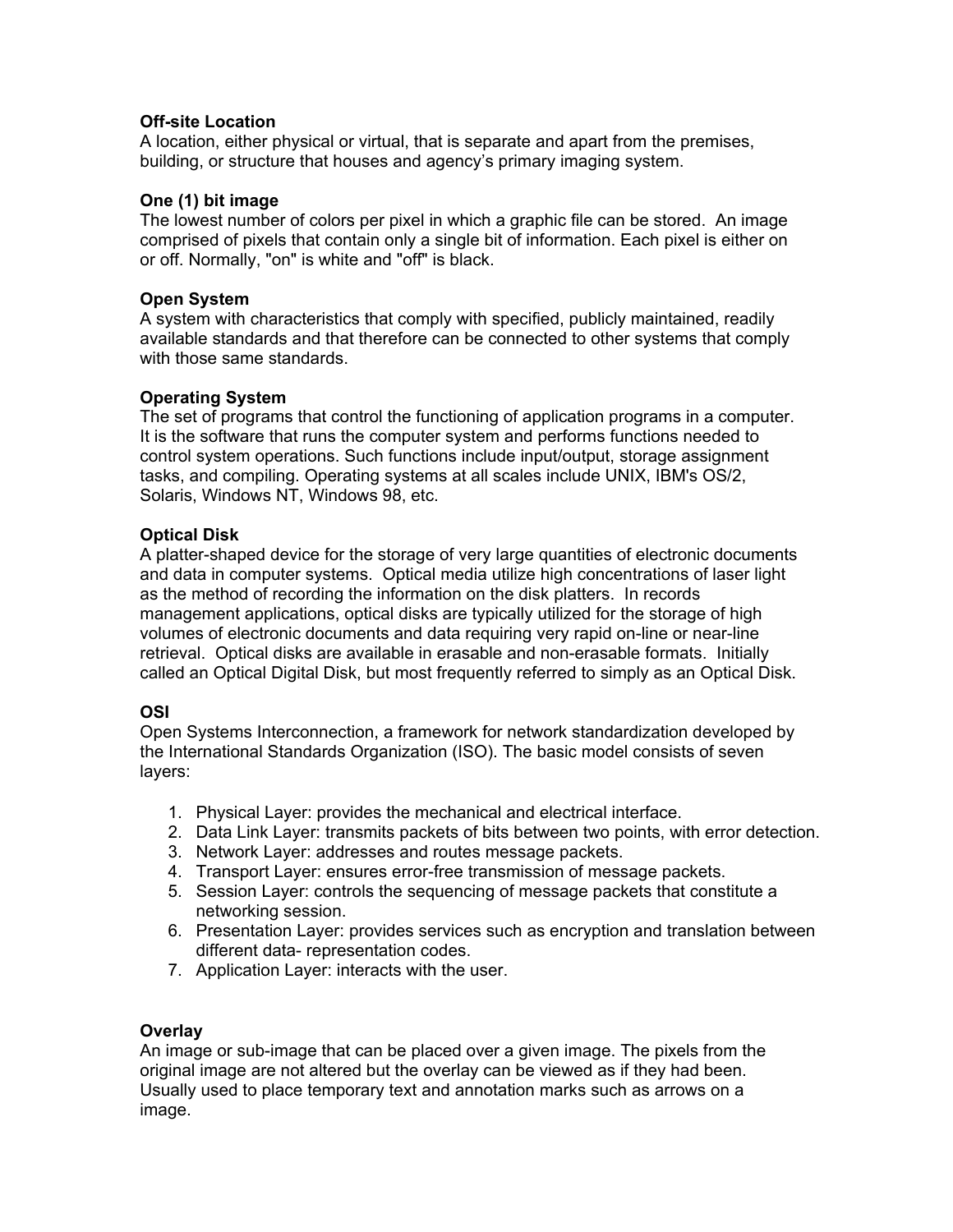**Off-site Location**
A location, either physical or virtual, that is separate and apart from the premises, building, or structure that houses and agency's primary imaging system.

**One (1) bit image**
The lowest number of colors per pixel in which a graphic file can be stored. An image comprised of pixels that contain only a single bit of information. Each pixel is either on or off. Normally, "on" is white and "off" is black.

**Open System**
A system with characteristics that comply with specified, publicly maintained, readily available standards and that therefore can be connected to other systems that comply with those same standards.

**Operating System**
The set of programs that control the functioning of application programs in a computer. It is the software that runs the computer system and performs functions needed to control system operations. Such functions include input/output, storage assignment tasks, and compiling. Operating systems at all scales include UNIX, IBM's OS/2, Solaris, Windows NT, Windows 98, etc.

**Optical Disk**
A platter-shaped device for the storage of very large quantities of electronic documents and data in computer systems. Optical media utilize high concentrations of laser light as the method of recording the information on the disk platters. In records management applications, optical disks are typically utilized for the storage of high volumes of electronic documents and data requiring very rapid on-line or near-line retrieval. Optical disks are available in erasable and non-erasable formats. Initially called an Optical Digital Disk, but most frequently referred to simply as an Optical Disk.

**OSI**
Open Systems Interconnection, a framework for network standardization developed by the International Standards Organization (ISO). The basic model consists of seven layers:

1. Physical Layer: provides the mechanical and electrical interface.
2. Data Link Layer: transmits packets of bits between two points, with error detection.
3. Network Layer: addresses and routes message packets.
4. Transport Layer: ensures error-free transmission of message packets.
5. Session Layer: controls the sequencing of message packets that constitute a networking session.
6. Presentation Layer: provides services such as encryption and translation between different data- representation codes.
7. Application Layer: interacts with the user.

**Overlay**
An image or sub-image that can be placed over a given image. The pixels from the original image are not altered but the overlay can be viewed as if they had been. Usually used to place temporary text and annotation marks such as arrows on a image.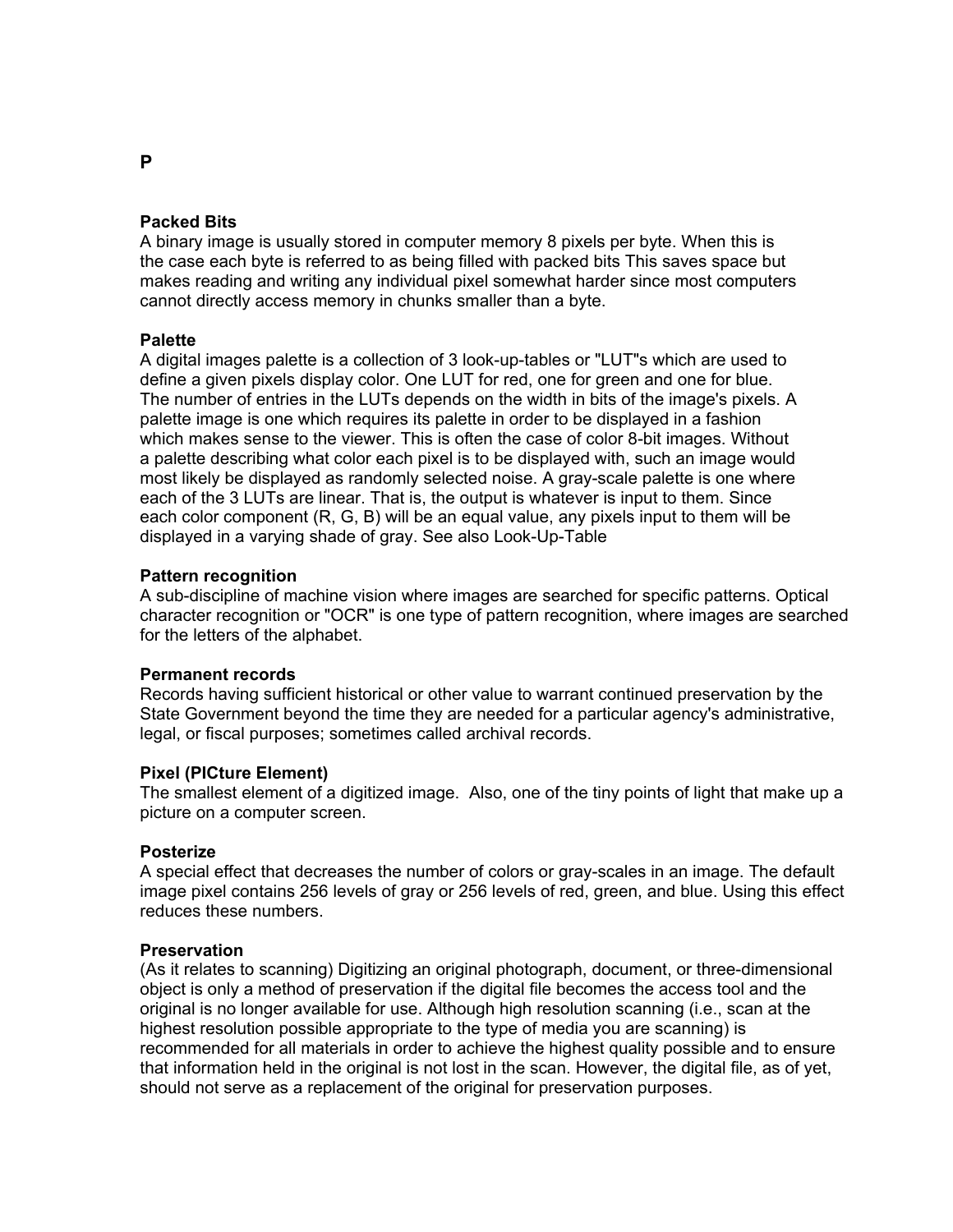# P

**Packed Bits**
A binary image is usually stored in computer memory 8 pixels per byte. When this is the case each byte is referred to as being filled with packed bits This saves space but makes reading and writing any individual pixel somewhat harder since most computers cannot directly access memory in chunks smaller than a byte.

**Palette**
A digital images palette is a collection of 3 look-up-tables or "LUT"s which are used to define a given pixels display color. One LUT for red, one for green and one for blue. The number of entries in the LUTs depends on the width in bits of the image's pixels. A palette image is one which requires its palette in order to be displayed in a fashion which makes sense to the viewer. This is often the case of color 8-bit images. Without a palette describing what color each pixel is to be displayed with, such an image would most likely be displayed as randomly selected noise. A gray-scale palette is one where each of the 3 LUTs are linear. That is, the output is whatever is input to them. Since each color component (R, G, B) will be an equal value, any pixels input to them will be displayed in a varying shade of gray. See also Look-Up-Table

**Pattern recognition**
A sub-discipline of machine vision where images are searched for specific patterns. Optical character recognition or "OCR" is one type of pattern recognition, where images are searched for the letters of the alphabet.

**Permanent records**
Records having sufficient historical or other value to warrant continued preservation by the State Government beyond the time they are needed for a particular agency's administrative, legal, or fiscal purposes; sometimes called archival records.

**Pixel (PICture Element)**
The smallest element of a digitized image. Also, one of the tiny points of light that make up a picture on a computer screen.

**Posterize**
A special effect that decreases the number of colors or gray-scales in an image. The default image pixel contains 256 levels of gray or 256 levels of red, green, and blue. Using this effect reduces these numbers.

**Preservation**
(As it relates to scanning) Digitizing an original photograph, document, or three-dimensional object is only a method of preservation if the digital file becomes the access tool and the original is no longer available for use. Although high resolution scanning (i.e., scan at the highest resolution possible appropriate to the type of media you are scanning) is recommended for all materials in order to achieve the highest quality possible and to ensure that information held in the original is not lost in the scan. However, the digital file, as of yet, should not serve as a replacement of the original for preservation purposes.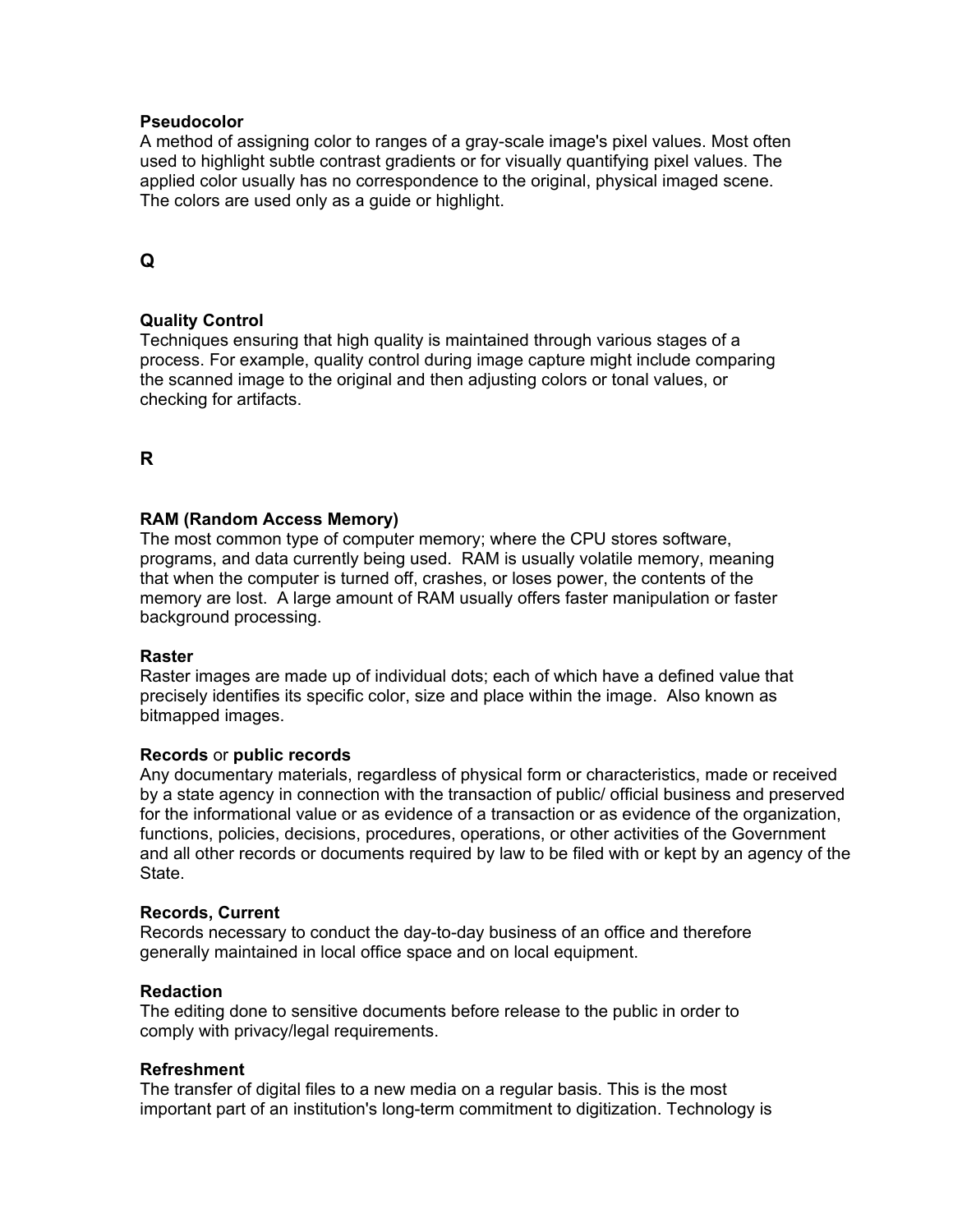**Pseudocolor**
A method of assigning color to ranges of a gray-scale image's pixel values. Most often used to highlight subtle contrast gradients or for visually quantifying pixel values. The applied color usually has no correspondence to the original, physical imaged scene. The colors are used only as a guide or highlight.

## Q

**Quality Control**
Techniques ensuring that high quality is maintained through various stages of a process. For example, quality control during image capture might include comparing the scanned image to the original and then adjusting colors or tonal values, or checking for artifacts.

## R

**RAM (Random Access Memory)**
The most common type of computer memory; where the CPU stores software, programs, and data currently being used. RAM is usually volatile memory, meaning that when the computer is turned off, crashes, or loses power, the contents of the memory are lost. A large amount of RAM usually offers faster manipulation or faster background processing.

**Raster**
Raster images are made up of individual dots; each of which have a defined value that precisely identifies its specific color, size and place within the image. Also known as bitmapped images.

**Records** or **public records**
Any documentary materials, regardless of physical form or characteristics, made or received by a state agency in connection with the transaction of public/ official business and preserved for the informational value or as evidence of a transaction or as evidence of the organization, functions, policies, decisions, procedures, operations, or other activities of the Government and all other records or documents required by law to be filed with or kept by an agency of the State.

**Records, Current**
Records necessary to conduct the day-to-day business of an office and therefore generally maintained in local office space and on local equipment.

**Redaction**
The editing done to sensitive documents before release to the public in order to comply with privacy/legal requirements.

**Refreshment**
The transfer of digital files to a new media on a regular basis. This is the most important part of an institution's long-term commitment to digitization. Technology is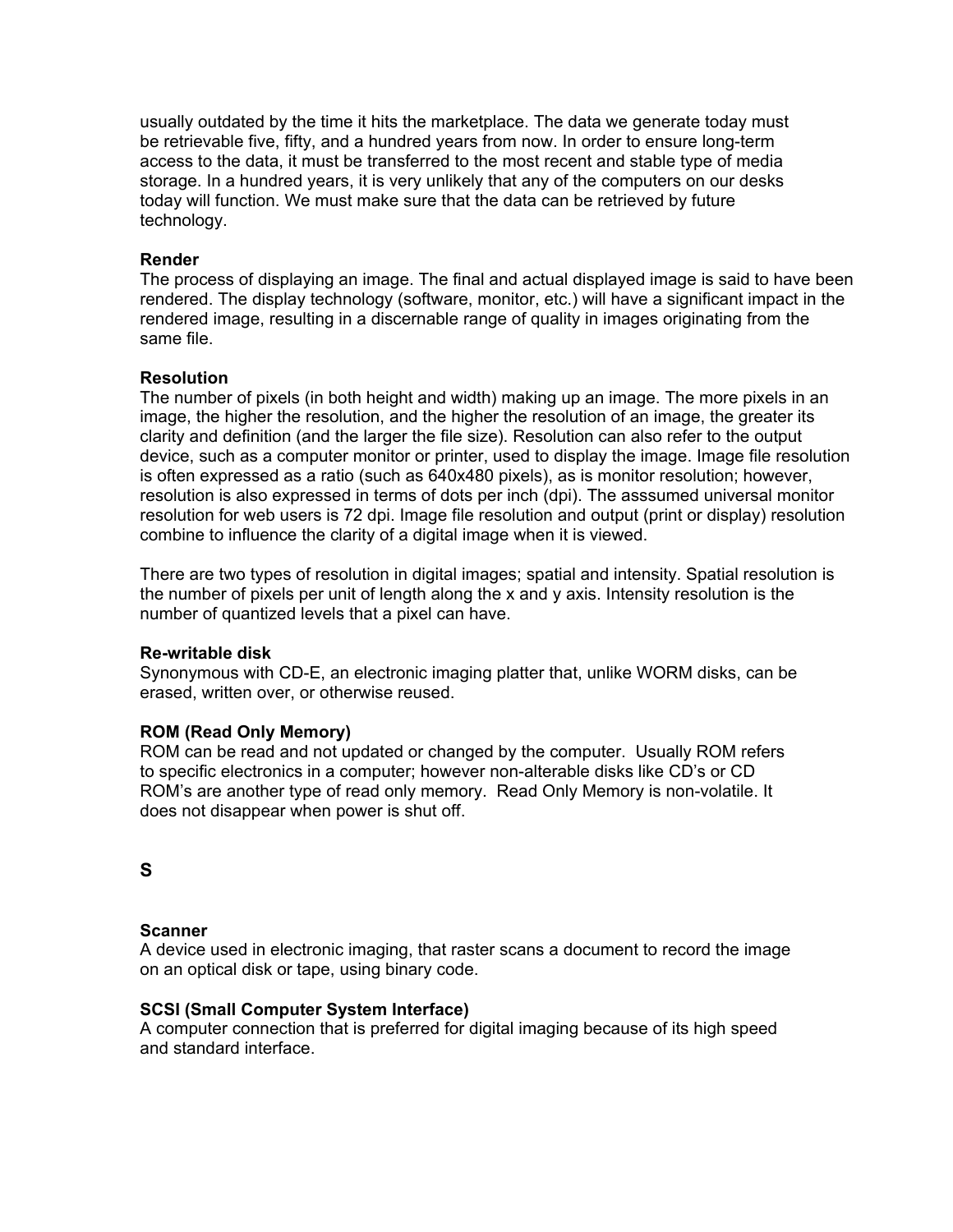usually outdated by the time it hits the marketplace. The data we generate today must be retrievable five, fifty, and a hundred years from now. In order to ensure long-term access to the data, it must be transferred to the most recent and stable type of media storage. In a hundred years, it is very unlikely that any of the computers on our desks today will function. We must make sure that the data can be retrieved by future technology.

**Render**
The process of displaying an image. The final and actual displayed image is said to have been rendered. The display technology (software, monitor, etc.) will have a significant impact in the rendered image, resulting in a discernable range of quality in images originating from the same file.

**Resolution**
The number of pixels (in both height and width) making up an image. The more pixels in an image, the higher the resolution, and the higher the resolution of an image, the greater its clarity and definition (and the larger the file size). Resolution can also refer to the output device, such as a computer monitor or printer, used to display the image. Image file resolution is often expressed as a ratio (such as 640x480 pixels), as is monitor resolution; however, resolution is also expressed in terms of dots per inch (dpi). The asssumed universal monitor resolution for web users is 72 dpi. Image file resolution and output (print or display) resolution combine to influence the clarity of a digital image when it is viewed.

There are two types of resolution in digital images; spatial and intensity. Spatial resolution is the number of pixels per unit of length along the x and y axis. Intensity resolution is the number of quantized levels that a pixel can have.

**Re-writable disk**
Synonymous with CD-E, an electronic imaging platter that, unlike WORM disks, can be erased, written over, or otherwise reused.

**ROM (Read Only Memory)**
ROM can be read and not updated or changed by the computer. Usually ROM refers to specific electronics in a computer; however non-alterable disks like CD's or CD ROM's are another type of read only memory. Read Only Memory is non-volatile. It does not disappear when power is shut off.

## S

**Scanner**
A device used in electronic imaging, that raster scans a document to record the image on an optical disk or tape, using binary code.

**SCSI (Small Computer System Interface)**
A computer connection that is preferred for digital imaging because of its high speed and standard interface.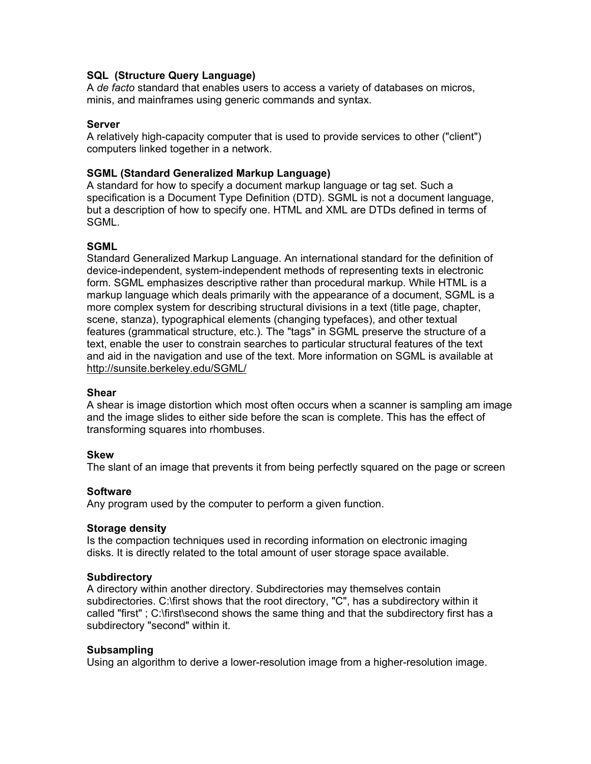**SQL  (Structure Query Language)**
A *de facto* standard that enables users to access a variety of databases on micros, minis, and mainframes using generic commands and syntax.

**Server**
A relatively high-capacity computer that is used to provide services to other ("client") computers linked together in a network.

**SGML (Standard Generalized Markup Language)**
A standard for how to specify a document markup language or tag set. Such a specification is a Document Type Definition (DTD). SGML is not a document language, but a description of how to specify one. HTML and XML are DTDs defined in terms of SGML.

**SGML**
Standard Generalized Markup Language. An international standard for the definition of device-independent, system-independent methods of representing texts in electronic form. SGML emphasizes descriptive rather than procedural markup. While HTML is a markup language which deals primarily with the appearance of a document, SGML is a more complex system for describing structural divisions in a text (title page, chapter, scene, stanza), typographical elements (changing typefaces), and other textual features (grammatical structure, etc.). The "tags" in SGML preserve the structure of a text, enable the user to constrain searches to particular structural features of the text and aid in the navigation and use of the text. More information on SGML is available at http://sunsite.berkeley.edu/SGML/

**Shear**
A shear is image distortion which most often occurs when a scanner is sampling am image and the image slides to either side before the scan is complete. This has the effect of transforming squares into rhombuses.

**Skew**
The slant of an image that prevents it from being perfectly squared on the page or screen

**Software**
Any program used by the computer to perform a given function.

**Storage density**
Is the compaction techniques used in recording information on electronic imaging disks. It is directly related to the total amount of user storage space available.

**Subdirectory**
A directory within another directory. Subdirectories may themselves contain subdirectories. C:\first shows that the root directory, "C", has a subdirectory within it called "first" ; C:\first\second shows the same thing and that the subdirectory first has a subdirectory "second" within it.

**Subsampling**
Using an algorithm to derive a lower-resolution image from a higher-resolution image.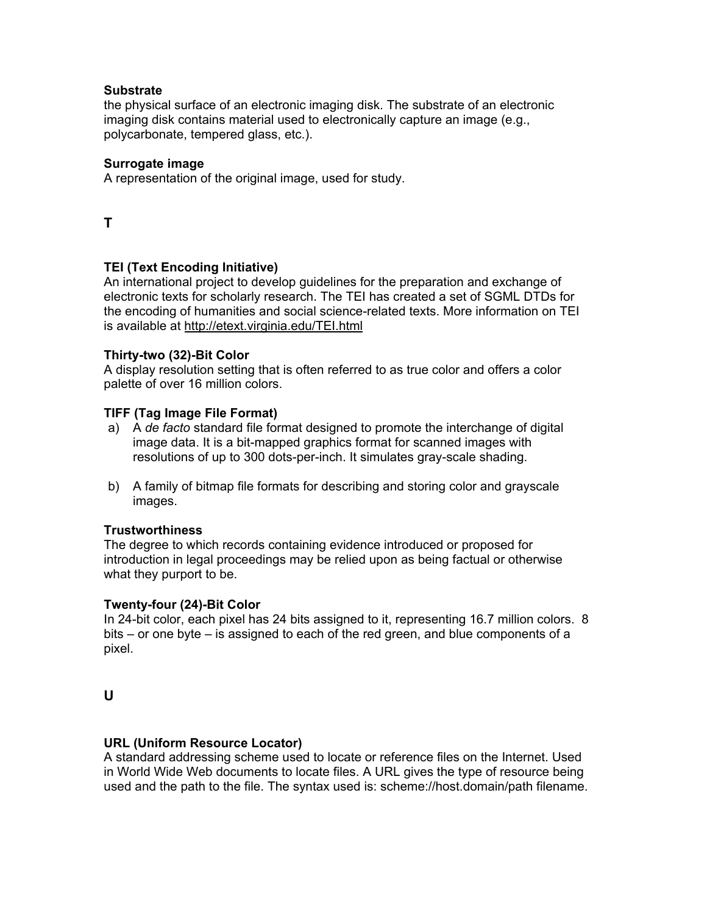**Substrate**
the physical surface of an electronic imaging disk. The substrate of an electronic imaging disk contains material used to electronically capture an image (e.g., polycarbonate, tempered glass, etc.).

**Surrogate image**
A representation of the original image, used for study.

## T

**TEI (Text Encoding Initiative)**
An international project to develop guidelines for the preparation and exchange of electronic texts for scholarly research. The TEI has created a set of SGML DTDs for the encoding of humanities and social science-related texts. More information on TEI is available at http://etext.virginia.edu/TEI.html

**Thirty-two (32)-Bit Color**
A display resolution setting that is often referred to as true color and offers a color palette of over 16 million colors.

**TIFF (Tag Image File Format)**

a) A *de facto* standard file format designed to promote the interchange of digital image data. It is a bit-mapped graphics format for scanned images with resolutions of up to 300 dots-per-inch. It simulates gray-scale shading.

b) A family of bitmap file formats for describing and storing color and grayscale images.

**Trustworthiness**
The degree to which records containing evidence introduced or proposed for introduction in legal proceedings may be relied upon as being factual or otherwise what they purport to be.

**Twenty-four (24)-Bit Color**
In 24-bit color, each pixel has 24 bits assigned to it, representing 16.7 million colors. 8 bits – or one byte – is assigned to each of the red green, and blue components of a pixel.

## U

**URL (Uniform Resource Locator)**
A standard addressing scheme used to locate or reference files on the Internet. Used in World Wide Web documents to locate files. A URL gives the type of resource being used and the path to the file. The syntax used is: scheme://host.domain/path filename.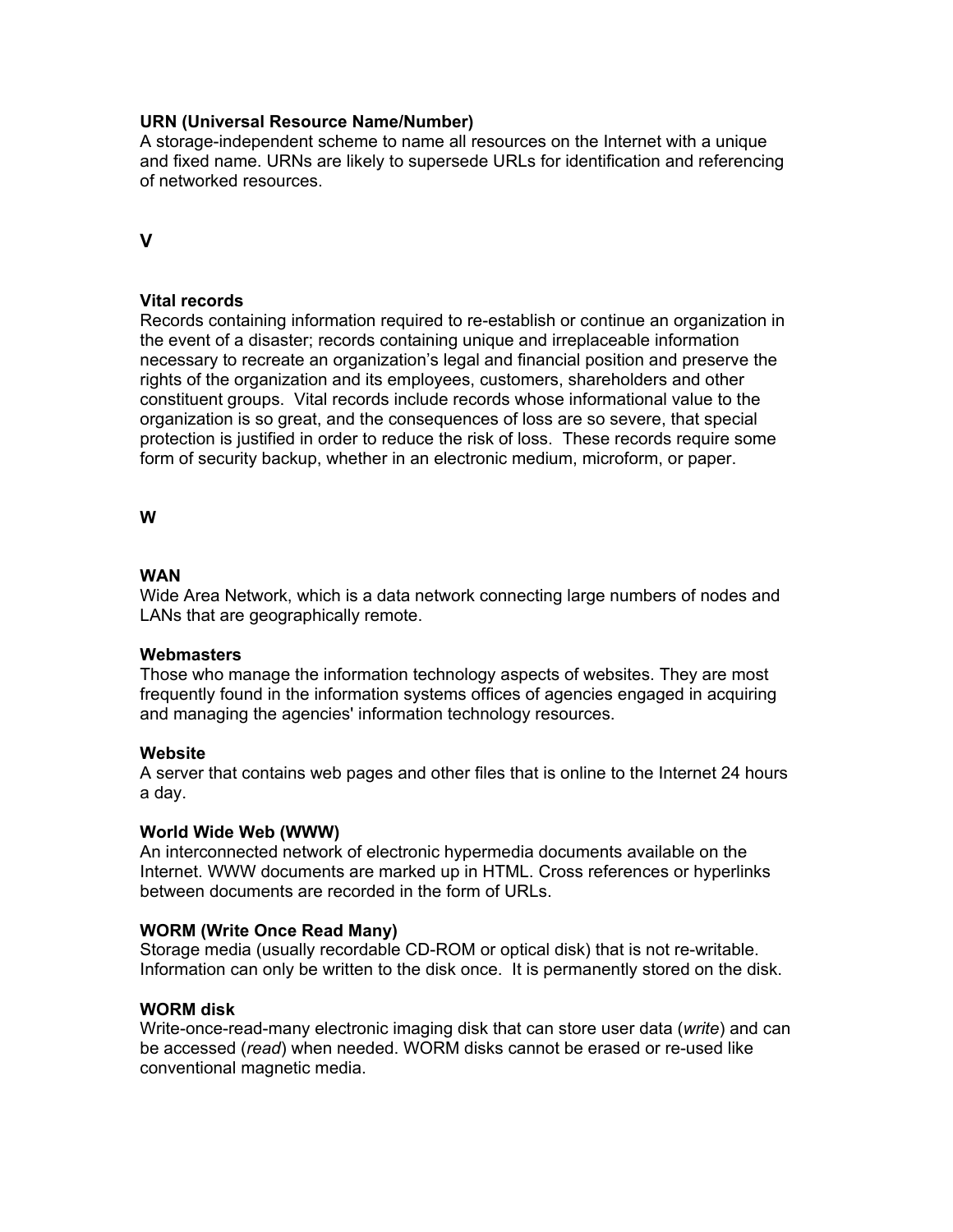**URN (Universal Resource Name/Number)**
A storage-independent scheme to name all resources on the Internet with a unique and fixed name. URNs are likely to supersede URLs for identification and referencing of networked resources.

## V

**Vital records**
Records containing information required to re-establish or continue an organization in the event of a disaster; records containing unique and irreplaceable information necessary to recreate an organization's legal and financial position and preserve the rights of the organization and its employees, customers, shareholders and other constituent groups. Vital records include records whose informational value to the organization is so great, and the consequences of loss are so severe, that special protection is justified in order to reduce the risk of loss. These records require some form of security backup, whether in an electronic medium, microform, or paper.

## W

**WAN**
Wide Area Network, which is a data network connecting large numbers of nodes and LANs that are geographically remote.

**Webmasters**
Those who manage the information technology aspects of websites. They are most frequently found in the information systems offices of agencies engaged in acquiring and managing the agencies' information technology resources.

**Website**
A server that contains web pages and other files that is online to the Internet 24 hours a day.

**World Wide Web (WWW)**
An interconnected network of electronic hypermedia documents available on the Internet. WWW documents are marked up in HTML. Cross references or hyperlinks between documents are recorded in the form of URLs.

**WORM (Write Once Read Many)**
Storage media (usually recordable CD-ROM or optical disk) that is not re-writable. Information can only be written to the disk once. It is permanently stored on the disk.

**WORM disk**
Write-once-read-many electronic imaging disk that can store user data (*write*) and can be accessed (*read*) when needed. WORM disks cannot be erased or re-used like conventional magnetic media.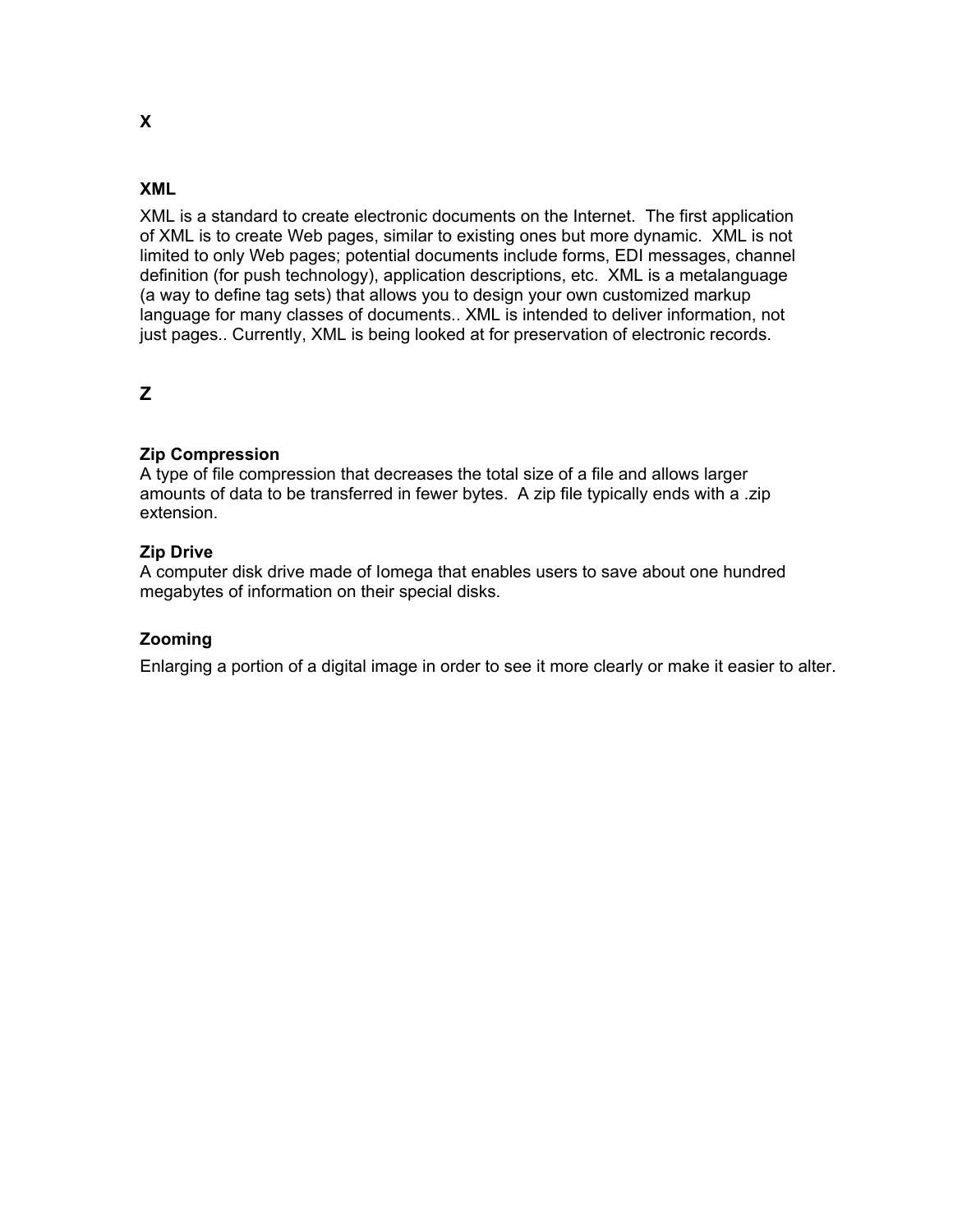## X

### XML

XML is a standard to create electronic documents on the Internet.  The first application of XML is to create Web pages, similar to existing ones but more dynamic.  XML is not limited to only Web pages; potential documents include forms, EDI messages, channel definition (for push technology), application descriptions, etc.  XML is a metalanguage (a way to define tag sets) that allows you to design your own customized markup language for many classes of documents.. XML is intended to deliver information, not just pages.. Currently, XML is being looked at for preservation of electronic records.

## Z

### Zip Compression

A type of file compression that decreases the total size of a file and allows larger amounts of data to be transferred in fewer bytes.  A zip file typically ends with a .zip extension.

### Zip Drive

A computer disk drive made of Iomega that enables users to save about one hundred megabytes of information on their special disks.

### Zooming

Enlarging a portion of a digital image in order to see it more clearly or make it easier to alter.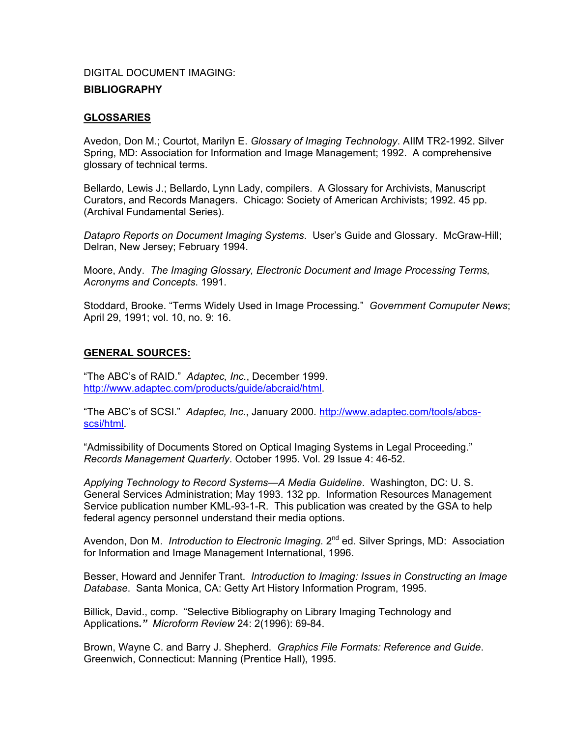DIGITAL DOCUMENT IMAGING:

**BIBLIOGRAPHY**

## GLOSSARIES

Avedon, Don M.; Courtot, Marilyn E. *Glossary of Imaging Technology*. AIIM TR2-1992. Silver Spring, MD: Association for Information and Image Management; 1992. A comprehensive glossary of technical terms.

Bellardo, Lewis J.; Bellardo, Lynn Lady, compilers. A Glossary for Archivists, Manuscript Curators, and Records Managers. Chicago: Society of American Archivists; 1992. 45 pp. (Archival Fundamental Series).

*Datapro Reports on Document Imaging Systems*. User's Guide and Glossary. McGraw-Hill; Delran, New Jersey; February 1994.

Moore, Andy. *The Imaging Glossary, Electronic Document and Image Processing Terms, Acronyms and Concepts*. 1991.

Stoddard, Brooke. "Terms Widely Used in Image Processing." *Government Comuputer News*; April 29, 1991; vol. 10, no. 9: 16.

## GENERAL SOURCES:

"The ABC's of RAID." *Adaptec, Inc.*, December 1999. http://www.adaptec.com/products/guide/abcraid/html.

"The ABC's of SCSI." *Adaptec, Inc.*, January 2000. http://www.adaptec.com/tools/abcs-scsi/html.

"Admissibility of Documents Stored on Optical Imaging Systems in Legal Proceeding." *Records Management Quarterly*. October 1995. Vol. 29 Issue 4: 46-52.

*Applying Technology to Record Systems—A Media Guideline*. Washington, DC: U. S. General Services Administration; May 1993. 132 pp. Information Resources Management Service publication number KML-93-1-R. This publication was created by the GSA to help federal agency personnel understand their media options.

Avendon, Don M. *Introduction to Electronic Imaging*. 2nd ed. Silver Springs, MD: Association for Information and Image Management International, 1996.

Besser, Howard and Jennifer Trant. *Introduction to Imaging: Issues in Constructing an Image Database*. Santa Monica, CA: Getty Art History Information Program, 1995.

Billick, David., comp. "Selective Bibliography on Library Imaging Technology and Applications." *Microform Review* 24: 2(1996): 69-84.

Brown, Wayne C. and Barry J. Shepherd. *Graphics File Formats: Reference and Guide*. Greenwich, Connecticut: Manning (Prentice Hall), 1995.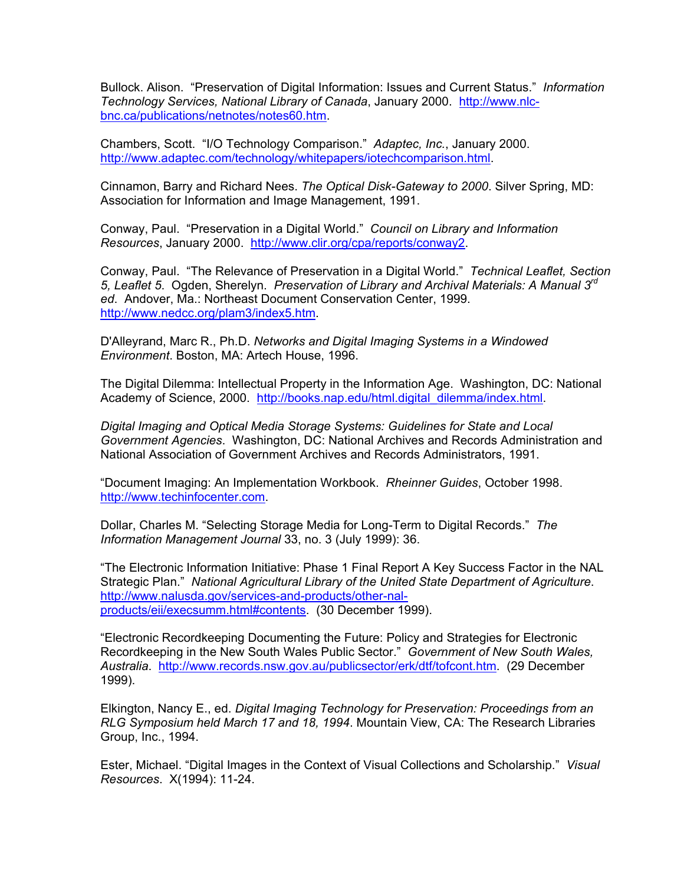Bullock. Alison. "Preservation of Digital Information: Issues and Current Status." *Information Technology Services, National Library of Canada*, January 2000. http://www.nlc-bnc.ca/publications/netnotes/notes60.htm.

Chambers, Scott. "I/O Technology Comparison." *Adaptec, Inc.*, January 2000. http://www.adaptec.com/technology/whitepapers/iotechcomparison.html.

Cinnamon, Barry and Richard Nees. *The Optical Disk-Gateway to 2000*. Silver Spring, MD: Association for Information and Image Management, 1991.

Conway, Paul. "Preservation in a Digital World." *Council on Library and Information Resources*, January 2000. http://www.clir.org/cpa/reports/conway2.

Conway, Paul. "The Relevance of Preservation in a Digital World." *Technical Leaflet, Section 5, Leaflet 5*. Ogden, Sherelyn. *Preservation of Library and Archival Materials: A Manual 3rd ed*. Andover, Ma.: Northeast Document Conservation Center, 1999. http://www.nedcc.org/plam3/index5.htm.

D'Alleyrand, Marc R., Ph.D. *Networks and Digital Imaging Systems in a Windowed Environment*. Boston, MA: Artech House, 1996.

The Digital Dilemma: Intellectual Property in the Information Age. Washington, DC: National Academy of Science, 2000. http://books.nap.edu/html.digital_dilemma/index.html.

*Digital Imaging and Optical Media Storage Systems: Guidelines for State and Local Government Agencies*. Washington, DC: National Archives and Records Administration and National Association of Government Archives and Records Administrators, 1991.

"Document Imaging: An Implementation Workbook. *Rheinner Guides*, October 1998. http://www.techinfocenter.com.

Dollar, Charles M. "Selecting Storage Media for Long-Term to Digital Records." *The Information Management Journal* 33, no. 3 (July 1999): 36.

"The Electronic Information Initiative: Phase 1 Final Report A Key Success Factor in the NAL Strategic Plan." *National Agricultural Library of the United State Department of Agriculture*. http://www.nalusda.gov/services-and-products/other-nal-products/eii/execsumm.html#contents. (30 December 1999).

"Electronic Recordkeeping Documenting the Future: Policy and Strategies for Electronic Recordkeeping in the New South Wales Public Sector." *Government of New South Wales, Australia*. http://www.records.nsw.gov.au/publicsector/erk/dtf/tofcont.htm. (29 December 1999).

Elkington, Nancy E., ed. *Digital Imaging Technology for Preservation: Proceedings from an RLG Symposium held March 17 and 18, 1994*. Mountain View, CA: The Research Libraries Group, Inc., 1994.

Ester, Michael. "Digital Images in the Context of Visual Collections and Scholarship." *Visual Resources*. X(1994): 11-24.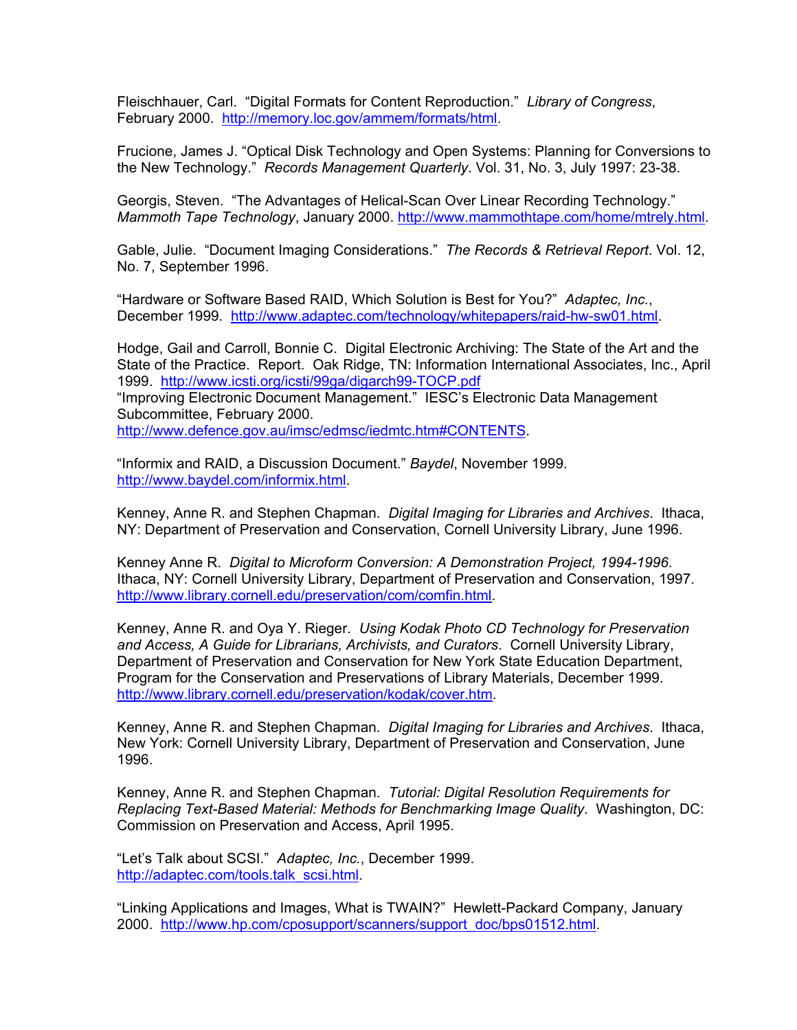Fleischhauer, Carl. "Digital Formats for Content Reproduction." *Library of Congress*, February 2000. http://memory.loc.gov/ammem/formats/html.

Frucione, James J. "Optical Disk Technology and Open Systems: Planning for Conversions to the New Technology." *Records Management Quarterly*. Vol. 31, No. 3, July 1997: 23-38.

Georgis, Steven. "The Advantages of Helical-Scan Over Linear Recording Technology." *Mammoth Tape Technology*, January 2000. http://www.mammothtape.com/home/mtrely.html.

Gable, Julie. "Document Imaging Considerations." *The Records & Retrieval Report*. Vol. 12, No. 7, September 1996.

"Hardware or Software Based RAID, Which Solution is Best for You?" *Adaptec, Inc.*, December 1999. http://www.adaptec.com/technology/whitepapers/raid-hw-sw01.html.

Hodge, Gail and Carroll, Bonnie C. Digital Electronic Archiving: The State of the Art and the State of the Practice. Report. Oak Ridge, TN: Information International Associates, Inc., April 1999. http://www.icsti.org/icsti/99ga/digarch99-TOCP.pdf
"Improving Electronic Document Management." IESC's Electronic Data Management Subcommittee, February 2000.
http://www.defence.gov.au/imsc/edmsc/iedmtc.htm#CONTENTS.

"Informix and RAID, a Discussion Document." *Baydel*, November 1999.
http://www.baydel.com/informix.html.

Kenney, Anne R. and Stephen Chapman. *Digital Imaging for Libraries and Archives*. Ithaca, NY: Department of Preservation and Conservation, Cornell University Library, June 1996.

Kenney Anne R. *Digital to Microform Conversion: A Demonstration Project, 1994-1996*. Ithaca, NY: Cornell University Library, Department of Preservation and Conservation, 1997. http://www.library.cornell.edu/preservation/com/comfin.html.

Kenney, Anne R. and Oya Y. Rieger. *Using Kodak Photo CD Technology for Preservation and Access, A Guide for Librarians, Archivists, and Curators*. Cornell University Library, Department of Preservation and Conservation for New York State Education Department, Program for the Conservation and Preservations of Library Materials, December 1999. http://www.library.cornell.edu/preservation/kodak/cover.htm.

Kenney, Anne R. and Stephen Chapman. *Digital Imaging for Libraries and Archives*. Ithaca, New York: Cornell University Library, Department of Preservation and Conservation, June 1996.

Kenney, Anne R. and Stephen Chapman. *Tutorial: Digital Resolution Requirements for Replacing Text-Based Material: Methods for Benchmarking Image Quality*. Washington, DC: Commission on Preservation and Access, April 1995.

"Let's Talk about SCSI." *Adaptec, Inc.*, December 1999.
http://adaptec.com/tools.talk_scsi.html.

"Linking Applications and Images, What is TWAIN?" Hewlett-Packard Company, January 2000. http://www.hp.com/cposupport/scanners/support_doc/bps01512.html.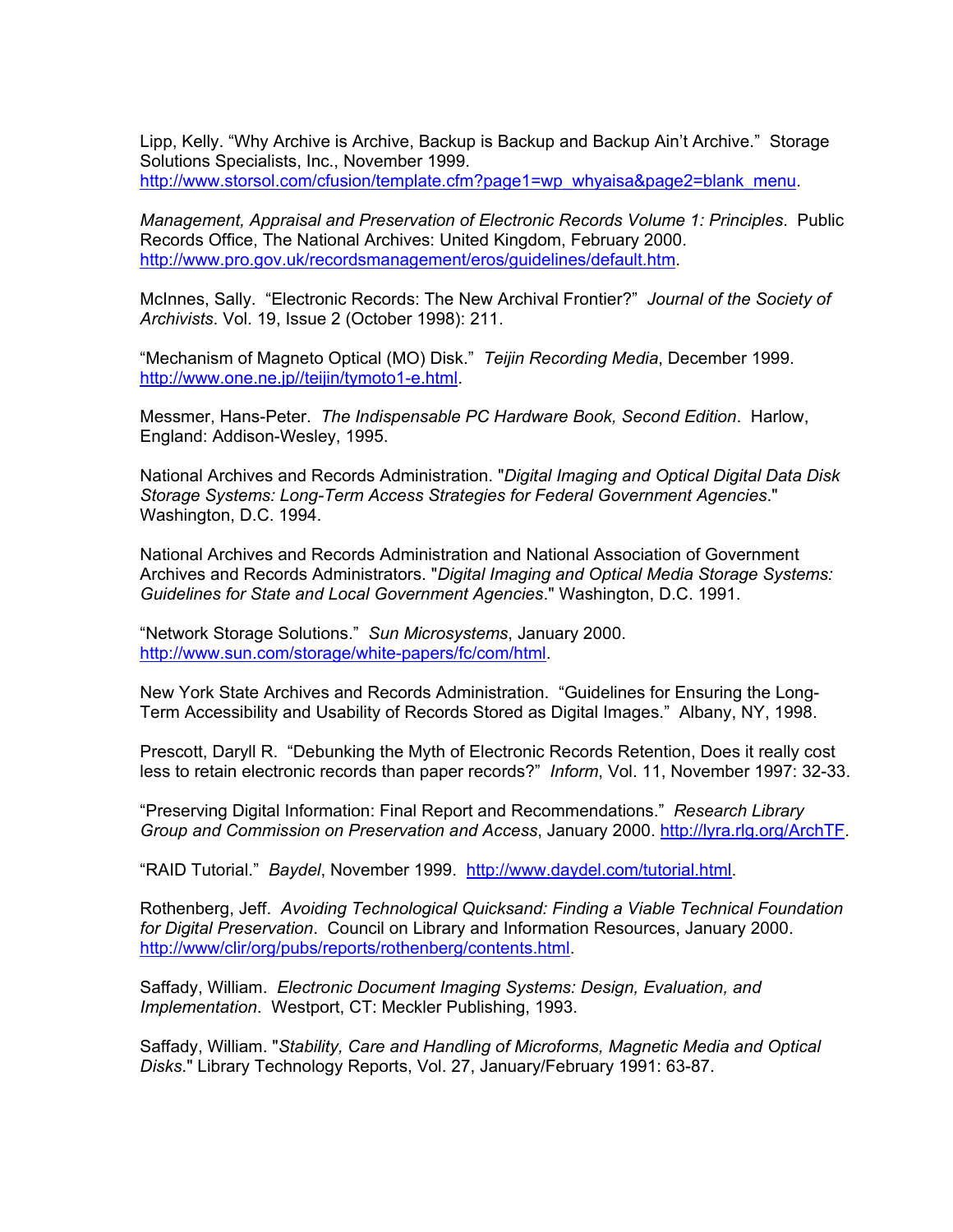Lipp, Kelly. “Why Archive is Archive, Backup is Backup and Backup Ain’t Archive.” Storage Solutions Specialists, Inc., November 1999. http://www.storsol.com/cfusion/template.cfm?page1=wp_whyaisa&page2=blank_menu.

*Management, Appraisal and Preservation of Electronic Records Volume 1: Principles*. Public Records Office, The National Archives: United Kingdom, February 2000. http://www.pro.gov.uk/recordsmanagement/eros/guidelines/default.htm.

McInnes, Sally. “Electronic Records: The New Archival Frontier?” *Journal of the Society of Archivists*. Vol. 19, Issue 2 (October 1998): 211.

“Mechanism of Magneto Optical (MO) Disk.” *Teijin Recording Media*, December 1999. http://www.one.ne.jp//teijin/tymoto1-e.html.

Messmer, Hans-Peter. *The Indispensable PC Hardware Book, Second Edition*. Harlow, England: Addison-Wesley, 1995.

National Archives and Records Administration. "*Digital Imaging and Optical Digital Data Disk Storage Systems: Long-Term Access Strategies for Federal Government Agencies*." Washington, D.C. 1994.

National Archives and Records Administration and National Association of Government Archives and Records Administrators. "*Digital Imaging and Optical Media Storage Systems: Guidelines for State and Local Government Agencies*." Washington, D.C. 1991.

“Network Storage Solutions.” *Sun Microsystems*, January 2000. http://www.sun.com/storage/white-papers/fc/com/html.

New York State Archives and Records Administration. “Guidelines for Ensuring the Long-Term Accessibility and Usability of Records Stored as Digital Images.” Albany, NY, 1998.

Prescott, Daryll R. “Debunking the Myth of Electronic Records Retention, Does it really cost less to retain electronic records than paper records?” *Inform*, Vol. 11, November 1997: 32-33.

“Preserving Digital Information: Final Report and Recommendations.” *Research Library Group and Commission on Preservation and Access*, January 2000. http://lyra.rlg.org/ArchTF.

“RAID Tutorial.” *Baydel*, November 1999. http://www.daydel.com/tutorial.html.

Rothenberg, Jeff. *Avoiding Technological Quicksand: Finding a Viable Technical Foundation for Digital Preservation*. Council on Library and Information Resources, January 2000. http://www/clir/org/pubs/reports/rothenberg/contents.html.

Saffady, William. *Electronic Document Imaging Systems: Design, Evaluation, and Implementation*. Westport, CT: Meckler Publishing, 1993.

Saffady, William. "*Stability, Care and Handling of Microforms, Magnetic Media and Optical Disks*." Library Technology Reports, Vol. 27, January/February 1991: 63-87.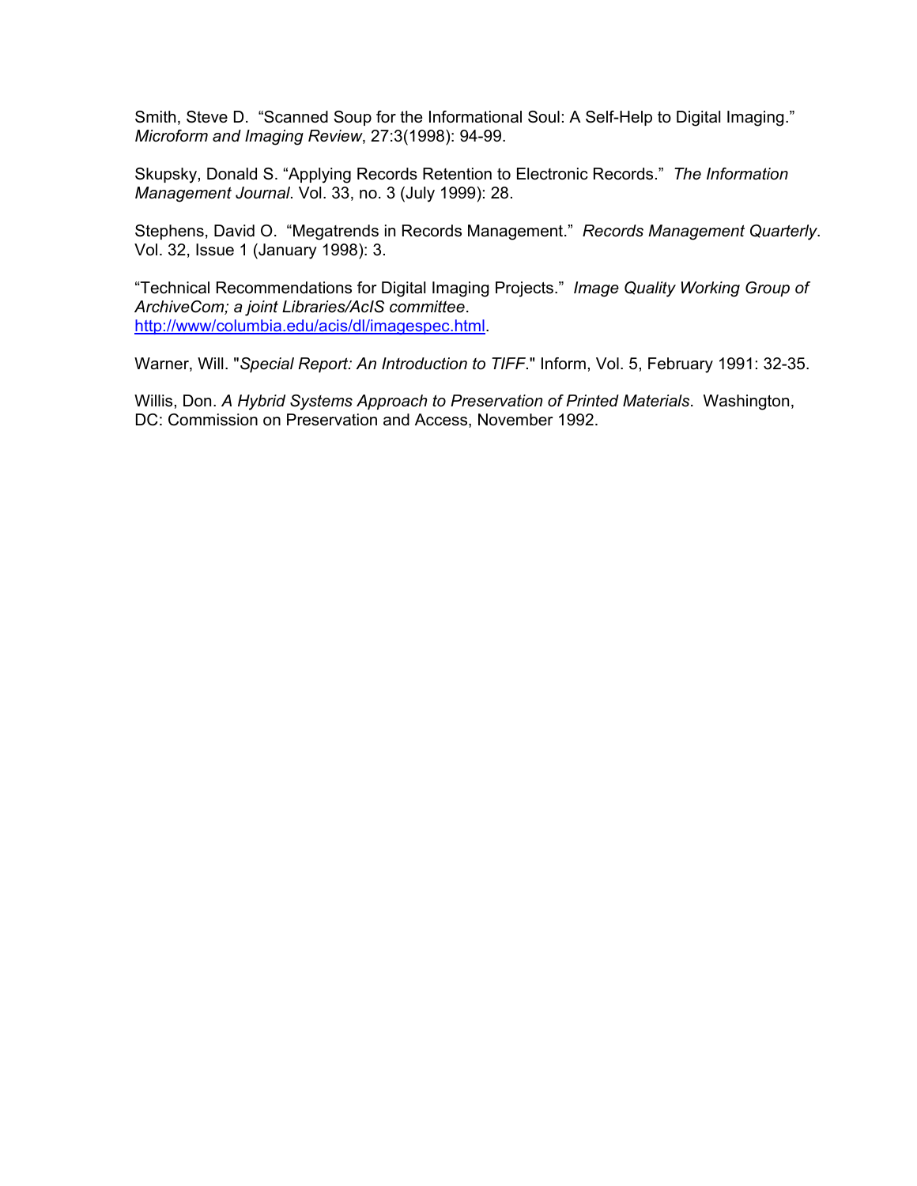Smith, Steve D.  "Scanned Soup for the Informational Soul: A Self-Help to Digital Imaging." *Microform and Imaging Review*, 27:3(1998): 94-99.

Skupsky, Donald S. "Applying Records Retention to Electronic Records."  *The Information Management Journal*. Vol. 33, no. 3 (July 1999): 28.

Stephens, David O.  "Megatrends in Records Management."  *Records Management Quarterly*. Vol. 32, Issue 1 (January 1998): 3.

"Technical Recommendations for Digital Imaging Projects."  *Image Quality Working Group of ArchiveCom; a joint Libraries/AcIS committee*. [http://www/columbia.edu/acis/dl/imagespec.html](http://www/columbia.edu/acis/dl/imagespec.html).

Warner, Will. "*Special Report: An Introduction to TIFF*." Inform, Vol. 5, February 1991: 32-35.

Willis, Don. *A Hybrid Systems Approach to Preservation of Printed Materials*.  Washington, DC: Commission on Preservation and Access, November 1992.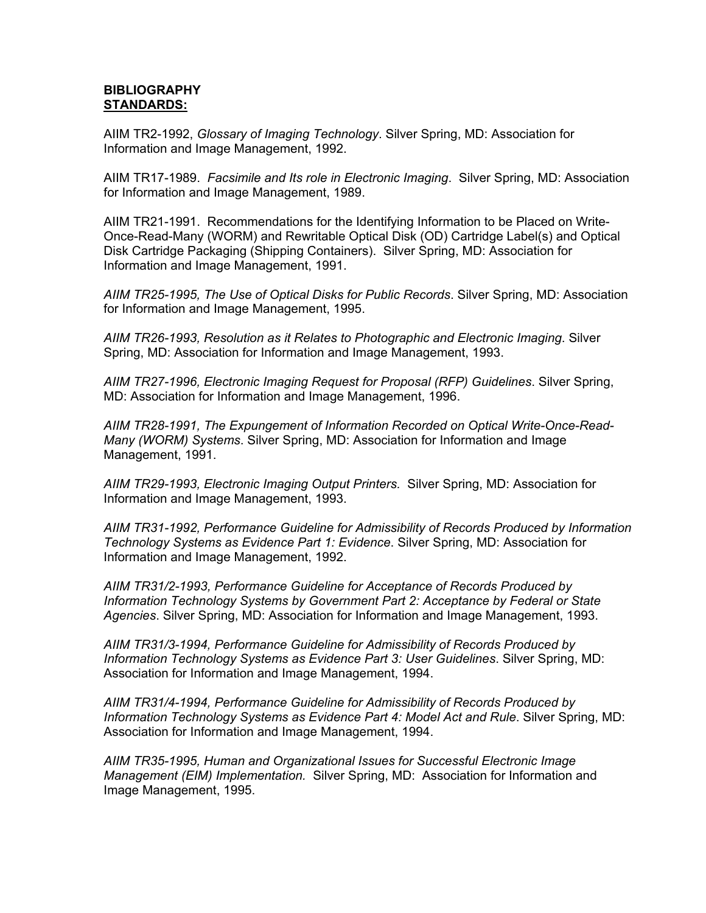**BIBLIOGRAPHY**
**STANDARDS:**

AIIM TR2-1992, *Glossary of Imaging Technology*. Silver Spring, MD: Association for Information and Image Management, 1992.

AIIM TR17-1989. *Facsimile and Its role in Electronic Imaging*. Silver Spring, MD: Association for Information and Image Management, 1989.

AIIM TR21-1991. Recommendations for the Identifying Information to be Placed on Write-Once-Read-Many (WORM) and Rewritable Optical Disk (OD) Cartridge Label(s) and Optical Disk Cartridge Packaging (Shipping Containers). Silver Spring, MD: Association for Information and Image Management, 1991.

*AIIM TR25-1995, The Use of Optical Disks for Public Records*. Silver Spring, MD: Association for Information and Image Management, 1995.

*AIIM TR26-1993, Resolution as it Relates to Photographic and Electronic Imaging*. Silver Spring, MD: Association for Information and Image Management, 1993.

*AIIM TR27-1996, Electronic Imaging Request for Proposal (RFP) Guidelines*. Silver Spring, MD: Association for Information and Image Management, 1996.

*AIIM TR28-1991, The Expungement of Information Recorded on Optical Write-Once-Read-Many (WORM) Systems*. Silver Spring, MD: Association for Information and Image Management, 1991.

*AIIM TR29-1993, Electronic Imaging Output Printers.* Silver Spring, MD: Association for Information and Image Management, 1993.

*AIIM TR31-1992, Performance Guideline for Admissibility of Records Produced by Information Technology Systems as Evidence Part 1: Evidence*. Silver Spring, MD: Association for Information and Image Management, 1992.

*AIIM TR31/2-1993, Performance Guideline for Acceptance of Records Produced by Information Technology Systems by Government Part 2: Acceptance by Federal or State Agencies*. Silver Spring, MD: Association for Information and Image Management, 1993.

*AIIM TR31/3-1994, Performance Guideline for Admissibility of Records Produced by Information Technology Systems as Evidence Part 3: User Guidelines*. Silver Spring, MD: Association for Information and Image Management, 1994.

*AIIM TR31/4-1994, Performance Guideline for Admissibility of Records Produced by Information Technology Systems as Evidence Part 4: Model Act and Rule*. Silver Spring, MD: Association for Information and Image Management, 1994.

*AIIM TR35-1995, Human and Organizational Issues for Successful Electronic Image Management (EIM) Implementation.* Silver Spring, MD: Association for Information and Image Management, 1995.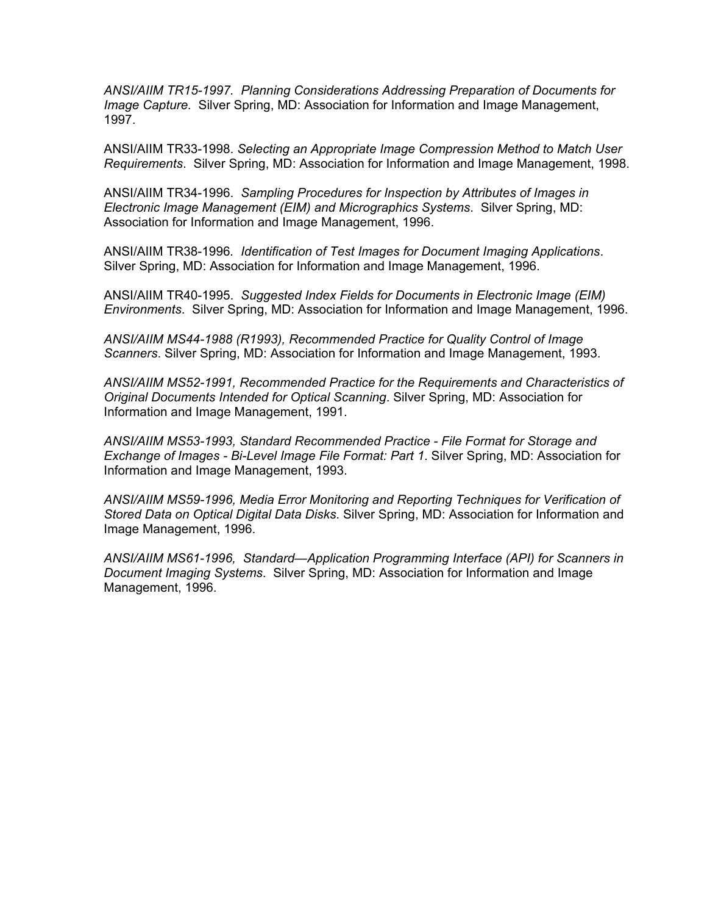*ANSI/AIIM TR15-1997. Planning Considerations Addressing Preparation of Documents for Image Capture.* Silver Spring, MD: Association for Information and Image Management, 1997.

ANSI/AIIM TR33-1998. *Selecting an Appropriate Image Compression Method to Match User Requirements*. Silver Spring, MD: Association for Information and Image Management, 1998.

ANSI/AIIM TR34-1996. *Sampling Procedures for Inspection by Attributes of Images in Electronic Image Management (EIM) and Micrographics Systems*. Silver Spring, MD: Association for Information and Image Management, 1996.

ANSI/AIIM TR38-1996. *Identification of Test Images for Document Imaging Applications*. Silver Spring, MD: Association for Information and Image Management, 1996.

ANSI/AIIM TR40-1995. *Suggested Index Fields for Documents in Electronic Image (EIM) Environments*. Silver Spring, MD: Association for Information and Image Management, 1996.

*ANSI/AIIM MS44-1988 (R1993), Recommended Practice for Quality Control of Image Scanners*. Silver Spring, MD: Association for Information and Image Management, 1993.

*ANSI/AIIM MS52-1991, Recommended Practice for the Requirements and Characteristics of Original Documents Intended for Optical Scanning*. Silver Spring, MD: Association for Information and Image Management, 1991.

*ANSI/AIIM MS53-1993, Standard Recommended Practice - File Format for Storage and Exchange of Images - Bi-Level Image File Format: Part 1*. Silver Spring, MD: Association for Information and Image Management, 1993.

*ANSI/AIIM MS59-1996, Media Error Monitoring and Reporting Techniques for Verification of Stored Data on Optical Digital Data Disks*. Silver Spring, MD: Association for Information and Image Management, 1996.

*ANSI/AIIM MS61-1996, Standard—Application Programming Interface (API) for Scanners in Document Imaging Systems*. Silver Spring, MD: Association for Information and Image Management, 1996.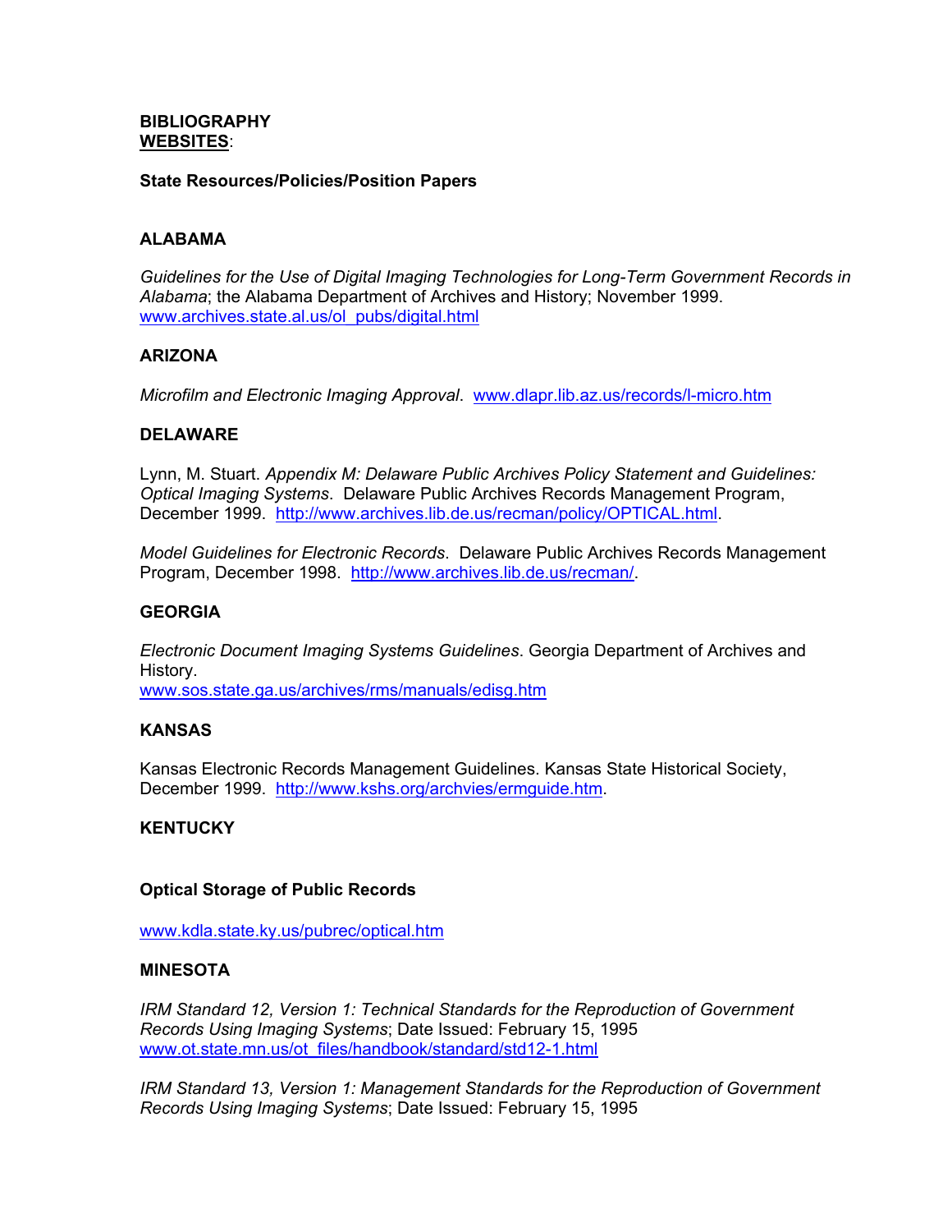**BIBLIOGRAPHY**
**<u>WEBSITES</u>**:

**State Resources/Policies/Position Papers**

**ALABAMA**

*Guidelines for the Use of Digital Imaging Technologies for Long-Term Government Records in Alabama*; the Alabama Department of Archives and History; November 1999. www.archives.state.al.us/ol_pubs/digital.html

**ARIZONA**

*Microfilm and Electronic Imaging Approval*. www.dlapr.lib.az.us/records/l-micro.htm

**DELAWARE**

Lynn, M. Stuart. *Appendix M: Delaware Public Archives Policy Statement and Guidelines: Optical Imaging Systems*. Delaware Public Archives Records Management Program, December 1999. http://www.archives.lib.de.us/recman/policy/OPTICAL.html.

*Model Guidelines for Electronic Records*. Delaware Public Archives Records Management Program, December 1998. http://www.archives.lib.de.us/recman/.

**GEORGIA**

*Electronic Document Imaging Systems Guidelines*. Georgia Department of Archives and History.
www.sos.state.ga.us/archives/rms/manuals/edisg.htm

**KANSAS**

Kansas Electronic Records Management Guidelines. Kansas State Historical Society, December 1999. http://www.kshs.org/archvies/ermguide.htm.

**KENTUCKY**

**Optical Storage of Public Records**

www.kdla.state.ky.us/pubrec/optical.htm

**MINESOTA**

*IRM Standard 12, Version 1: Technical Standards for the Reproduction of Government Records Using Imaging Systems*; Date Issued: February 15, 1995
www.ot.state.mn.us/ot_files/handbook/standard/std12-1.html

*IRM Standard 13, Version 1: Management Standards for the Reproduction of Government Records Using Imaging Systems*; Date Issued: February 15, 1995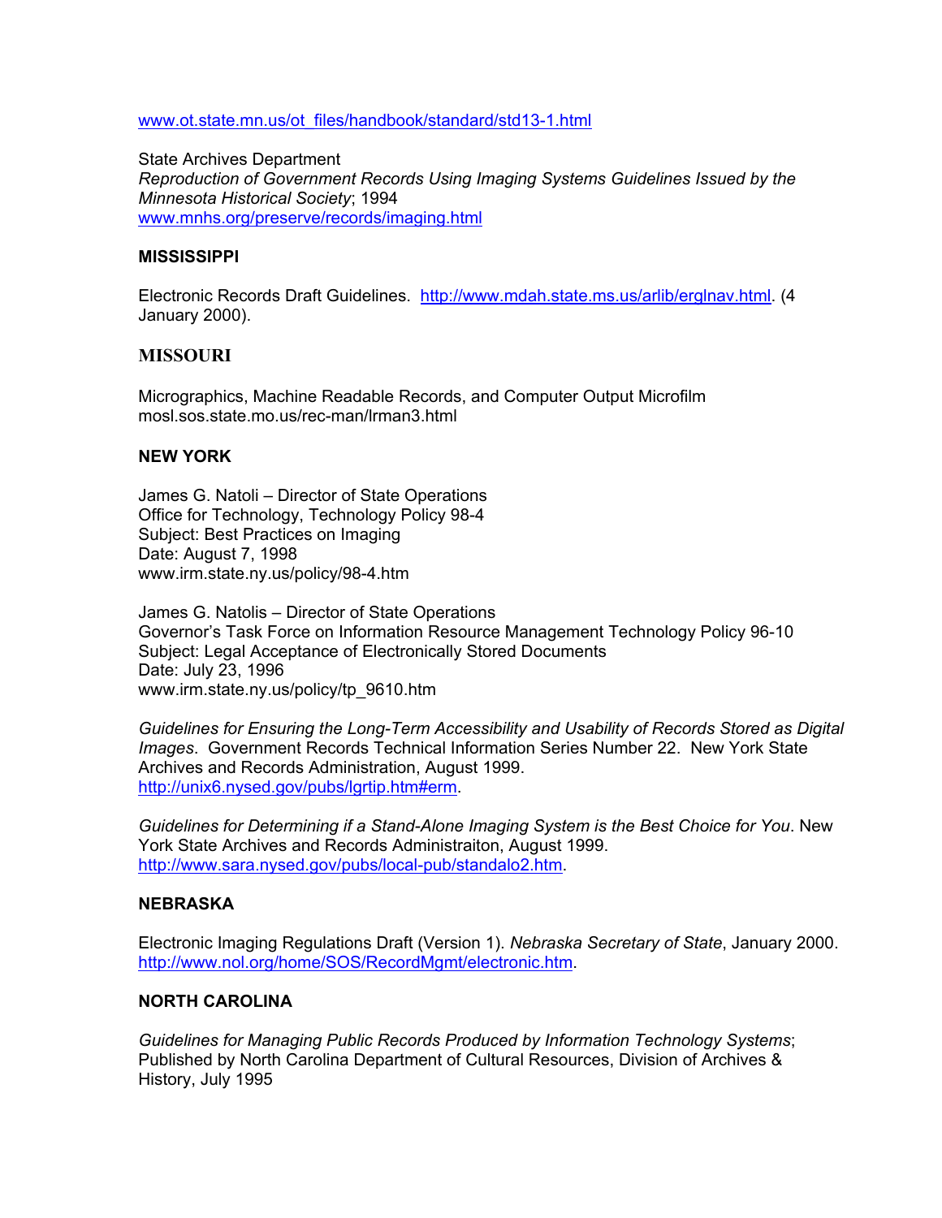www.ot.state.mn.us/ot_files/handbook/standard/std13-1.html

State Archives Department
*Reproduction of Government Records Using Imaging Systems Guidelines Issued by the Minnesota Historical Society*; 1994
www.mnhs.org/preserve/records/imaging.html

### MISSISSIPPI

Electronic Records Draft Guidelines. http://www.mdah.state.ms.us/arlib/erglnav.html. (4 January 2000).

### MISSOURI

Micrographics, Machine Readable Records, and Computer Output Microfilm
mosl.sos.state.mo.us/rec-man/lrman3.html

### NEW YORK

James G. Natoli – Director of State Operations
Office for Technology, Technology Policy 98-4
Subject: Best Practices on Imaging
Date: August 7, 1998
www.irm.state.ny.us/policy/98-4.htm

James G. Natolis – Director of State Operations
Governor's Task Force on Information Resource Management Technology Policy 96-10
Subject: Legal Acceptance of Electronically Stored Documents
Date: July 23, 1996
www.irm.state.ny.us/policy/tp_9610.htm

*Guidelines for Ensuring the Long-Term Accessibility and Usability of Records Stored as Digital Images*. Government Records Technical Information Series Number 22. New York State Archives and Records Administration, August 1999.
http://unix6.nysed.gov/pubs/lgrtip.htm#erm.

*Guidelines for Determining if a Stand-Alone Imaging System is the Best Choice for You*. New York State Archives and Records Administraiton, August 1999.
http://www.sara.nysed.gov/pubs/local-pub/standalo2.htm.

### NEBRASKA

Electronic Imaging Regulations Draft (Version 1). *Nebraska Secretary of State*, January 2000.
http://www.nol.org/home/SOS/RecordMgmt/electronic.htm.

### NORTH CAROLINA

*Guidelines for Managing Public Records Produced by Information Technology Systems*; Published by North Carolina Department of Cultural Resources, Division of Archives & History, July 1995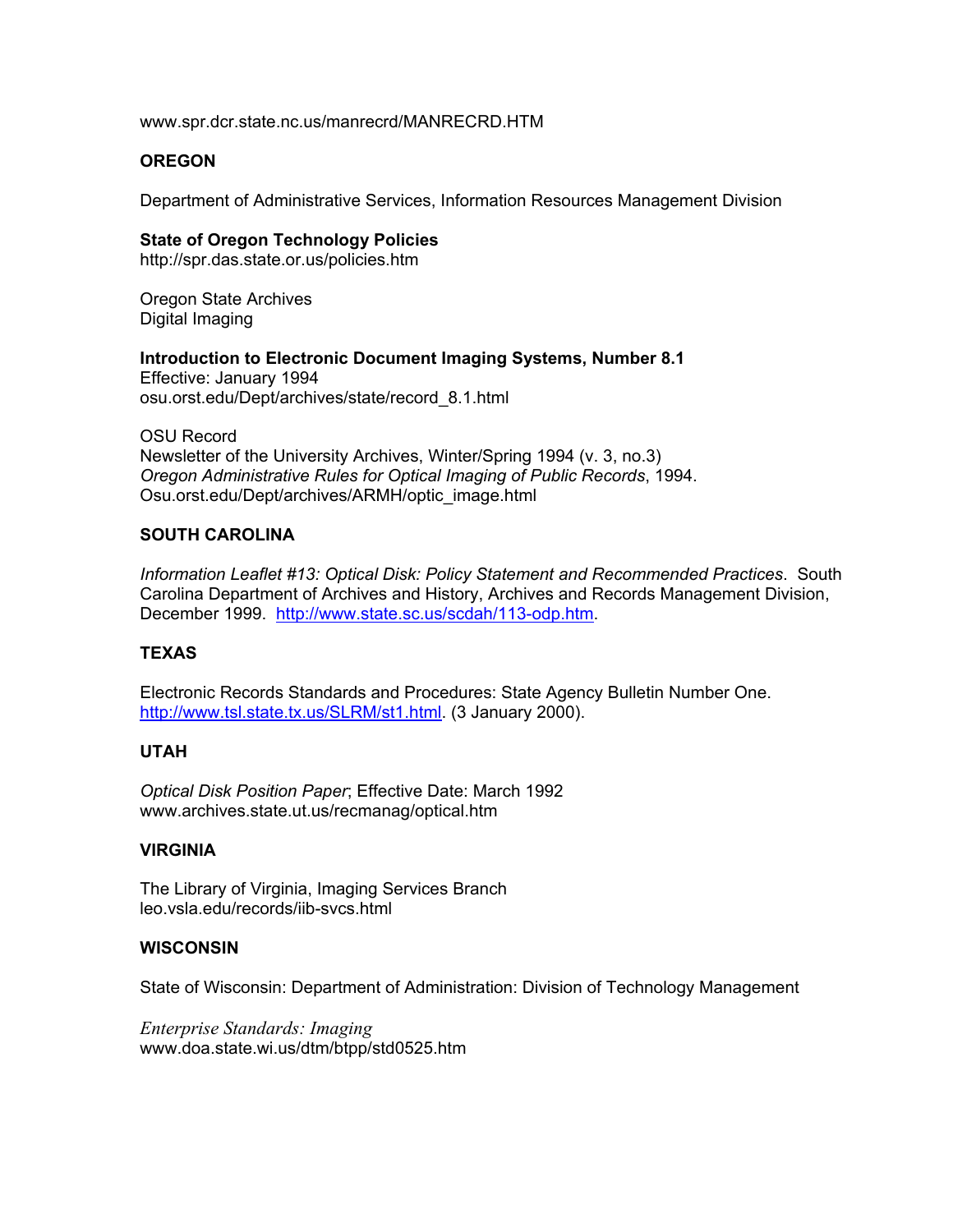www.spr.dcr.state.nc.us/manrecrd/MANRECRD.HTM

## OREGON

Department of Administrative Services, Information Resources Management Division

**State of Oregon Technology Policies**
http://spr.das.state.or.us/policies.htm

Oregon State Archives
Digital Imaging

**Introduction to Electronic Document Imaging Systems, Number 8.1**
Effective: January 1994
osu.orst.edu/Dept/archives/state/record_8.1.html

OSU Record
Newsletter of the University Archives, Winter/Spring 1994 (v. 3, no.3)
*Oregon Administrative Rules for Optical Imaging of Public Records*, 1994.
Osu.orst.edu/Dept/archives/ARMH/optic_image.html

## SOUTH CAROLINA

*Information Leaflet #13: Optical Disk: Policy Statement and Recommended Practices*. South Carolina Department of Archives and History, Archives and Records Management Division, December 1999. http://www.state.sc.us/scdah/113-odp.htm.

## TEXAS

Electronic Records Standards and Procedures: State Agency Bulletin Number One. http://www.tsl.state.tx.us/SLRM/st1.html. (3 January 2000).

## UTAH

*Optical Disk Position Paper*; Effective Date: March 1992
www.archives.state.ut.us/recmanag/optical.htm

## VIRGINIA

The Library of Virginia, Imaging Services Branch
leo.vsla.edu/records/iib-svcs.html

## WISCONSIN

State of Wisconsin: Department of Administration: Division of Technology Management

*Enterprise Standards: Imaging*
www.doa.state.wi.us/dtm/btpp/std0525.htm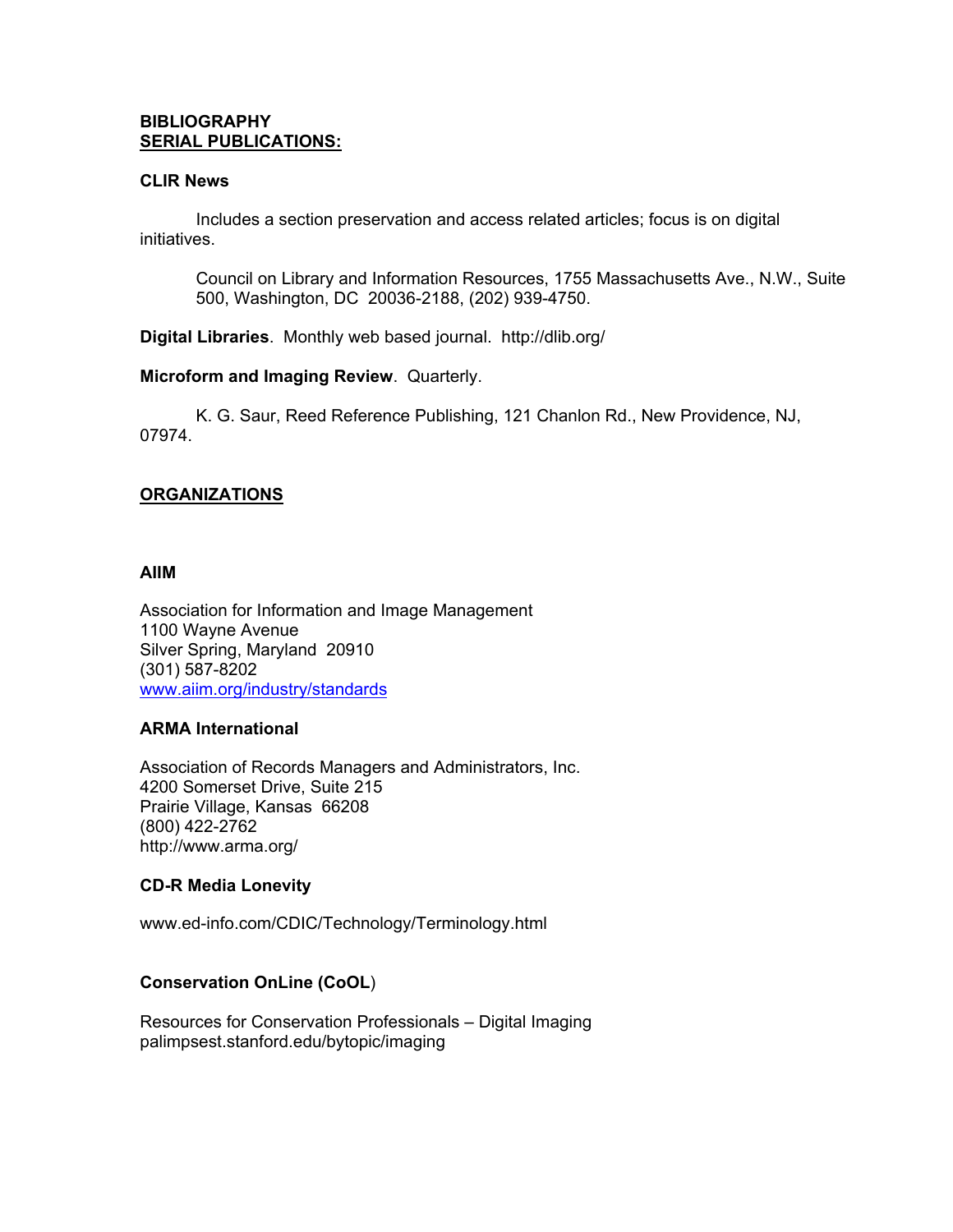**BIBLIOGRAPHY**
**SERIAL PUBLICATIONS:**

**CLIR News**

Includes a section preservation and access related articles; focus is on digital initiatives.

> Council on Library and Information Resources, 1755 Massachusetts Ave., N.W., Suite 500, Washington, DC 20036-2188, (202) 939-4750.

**Digital Libraries**. Monthly web based journal. http://dlib.org/

**Microform and Imaging Review**. Quarterly.

K. G. Saur, Reed Reference Publishing, 121 Chanlon Rd., New Providence, NJ, 07974.

**ORGANIZATIONS**

**AIIM**

Association for Information and Image Management
1100 Wayne Avenue
Silver Spring, Maryland 20910
(301) 587-8202
www.aiim.org/industry/standards

**ARMA International**

Association of Records Managers and Administrators, Inc.
4200 Somerset Drive, Suite 215
Prairie Village, Kansas 66208
(800) 422-2762
http://www.arma.org/

**CD-R Media Lonevity**

www.ed-info.com/CDIC/Technology/Terminology.html

**Conservation OnLine (CoOL**)

Resources for Conservation Professionals – Digital Imaging
palimpsest.stanford.edu/bytopic/imaging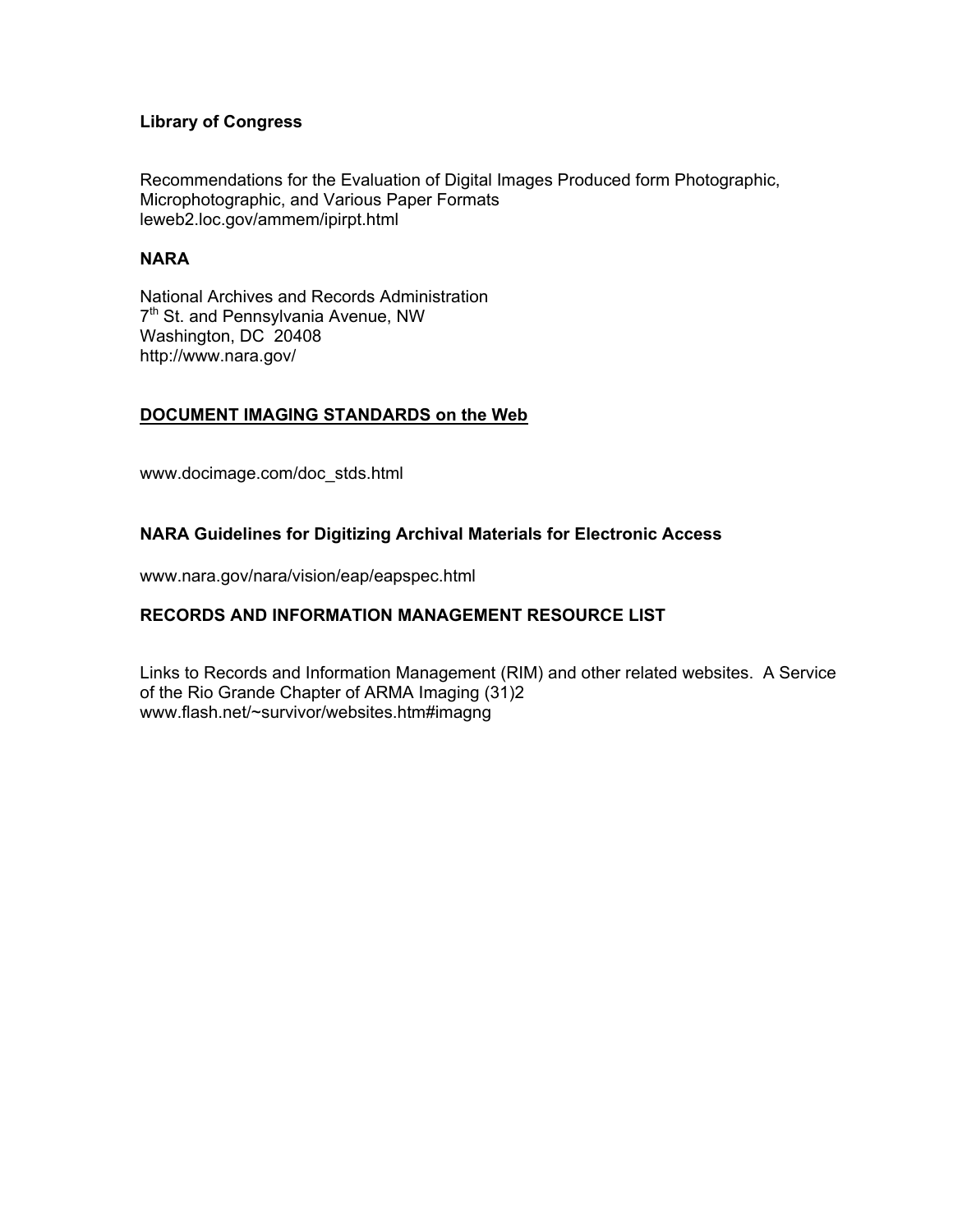**Library of Congress**

Recommendations for the Evaluation of Digital Images Produced form Photographic, Microphotographic, and Various Paper Formats
leweb2.loc.gov/ammem/ipirpt.html

**NARA**

National Archives and Records Administration
7th St. and Pennsylvania Avenue, NW
Washington, DC 20408
http://www.nara.gov/

**DOCUMENT IMAGING STANDARDS on the Web**

www.docimage.com/doc_stds.html

**NARA Guidelines for Digitizing Archival Materials for Electronic Access**

www.nara.gov/nara/vision/eap/eapspec.html

**RECORDS AND INFORMATION MANAGEMENT RESOURCE LIST**

Links to Records and Information Management (RIM) and other related websites. A Service of the Rio Grande Chapter of ARMA Imaging (31)2
www.flash.net/~survivor/websites.htm#imagng